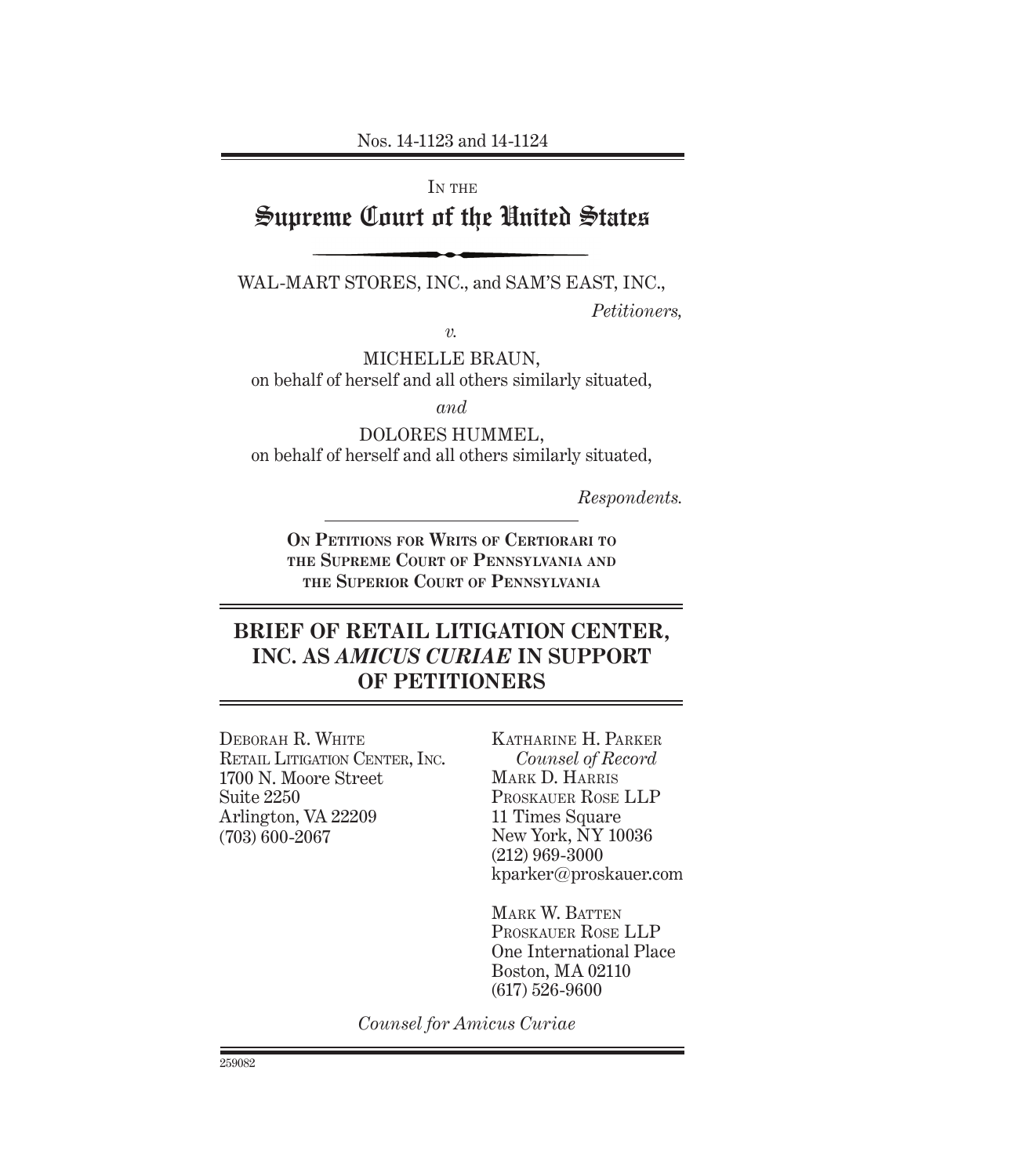Nos. 14-1123 and 14-1124

IN THE

# Supreme Court of the United States

WAL-MART STORES, INC., and SAM'S EAST, INC.,

*Petitioners,*

*v.*

MICHELLE BRAUN,
on behalf of herself and all others similarly situated,

*and*

DOLORES HUMMEL,
on behalf of herself and all others similarly situated,

*Respondents.*

**ON PETITIONS FOR WRITS OF CERTIORARI TO THE SUPREME COURT OF PENNSYLVANIA AND THE SUPERIOR COURT OF PENNSYLVANIA**

## BRIEF OF RETAIL LITIGATION CENTER, INC. AS *AMICUS CURIAE* IN SUPPORT OF PETITIONERS

DEBORAH R. WHITE
RETAIL LITIGATION CENTER, INC.
1700 N. Moore Street
Suite 2250
Arlington, VA 22209
(703) 600-2067

KATHARINE H. PARKER
*Counsel of Record*
MARK D. HARRIS
PROSKAUER ROSE LLP
11 Times Square
New York, NY 10036
(212) 969-3000
kparker@proskauer.com

MARK W. BATTEN
PROSKAUER ROSE LLP
One International Place
Boston, MA 02110
(617) 526-9600

*Counsel for Amicus Curiae*

259082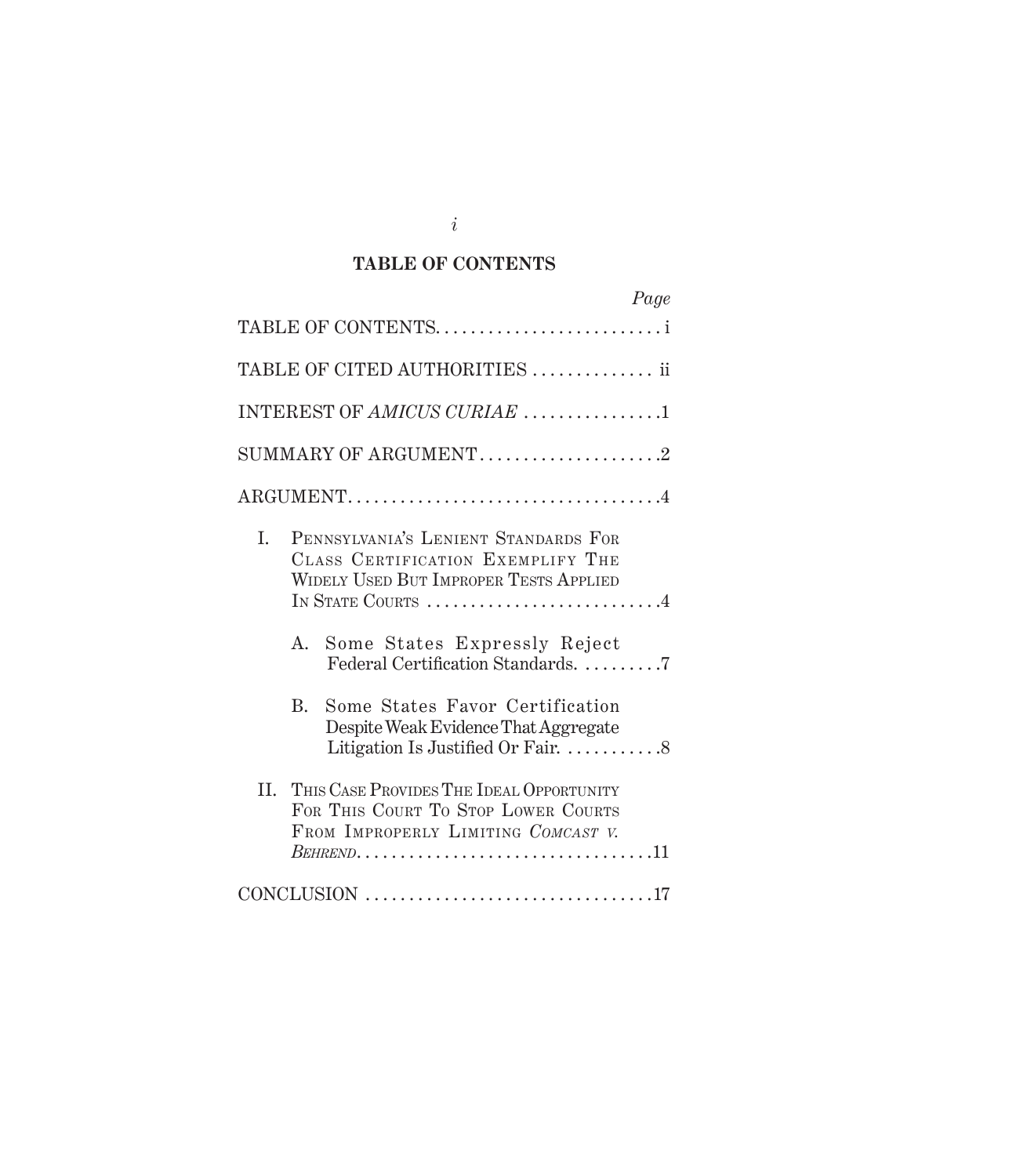# TABLE OF CONTENTS

| | Page |
|---|---|
| TABLE OF CONTENTS | i |
| TABLE OF CITED AUTHORITIES | ii |
| INTEREST OF *AMICUS CURIAE* | 1 |
| SUMMARY OF ARGUMENT | 2 |
| ARGUMENT | 4 |
| I. PENNSYLVANIA'S LENIENT STANDARDS FOR CLASS CERTIFICATION EXEMPLIFY THE WIDELY USED BUT IMPROPER TESTS APPLIED IN STATE COURTS | 4 |
| A. Some States Expressly Reject Federal Certification Standards | 7 |
| B. Some States Favor Certification Despite Weak Evidence That Aggregate Litigation Is Justified Or Fair | 8 |
| II. THIS CASE PROVIDES THE IDEAL OPPORTUNITY FOR THIS COURT TO STOP LOWER COURTS FROM IMPROPERLY LIMITING *COMCAST V. BEHREND* | 11 |
| CONCLUSION | 17 |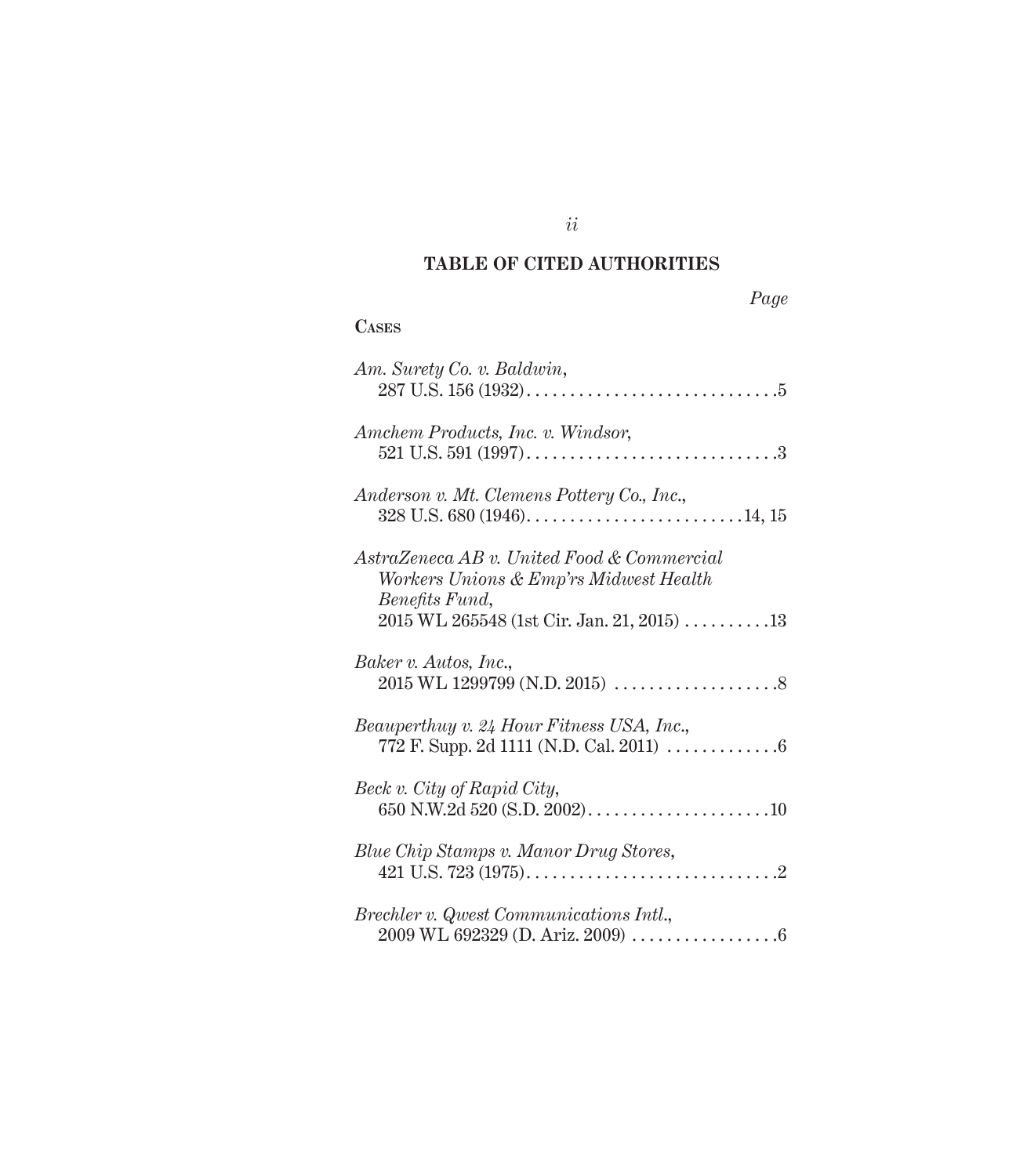## TABLE OF CITED AUTHORITIES

*Page*

**Cases**

*Am. Surety Co. v. Baldwin*,
287 U.S. 156 (1932) . . . . . . . . . . . . . . . . . . . . . . . . . . . . . 5

*Amchem Products, Inc. v. Windsor*,
521 U.S. 591 (1997) . . . . . . . . . . . . . . . . . . . . . . . . . . . . . 3

*Anderson v. Mt. Clemens Pottery Co., Inc.*,
328 U.S. 680 (1946) . . . . . . . . . . . . . . . . . . . . . . . . . 14, 15

*AstraZeneca AB v. United Food & Commercial Workers Unions & Emp'rs Midwest Health Benefits Fund*,
2015 WL 265548 (1st Cir. Jan. 21, 2015) . . . . . . . . . . 13

*Baker v. Autos, Inc.*,
2015 WL 1299799 (N.D. 2015) . . . . . . . . . . . . . . . . . . . 8

*Beauperthuy v. 24 Hour Fitness USA, Inc.*,
772 F. Supp. 2d 1111 (N.D. Cal. 2011) . . . . . . . . . . . . . 6

*Beck v. City of Rapid City*,
650 N.W.2d 520 (S.D. 2002) . . . . . . . . . . . . . . . . . . . . . 10

*Blue Chip Stamps v. Manor Drug Stores*,
421 U.S. 723 (1975) . . . . . . . . . . . . . . . . . . . . . . . . . . . . . 2

*Brechler v. Qwest Communications Intl.*,
2009 WL 692329 (D. Ariz. 2009) . . . . . . . . . . . . . . . . . 6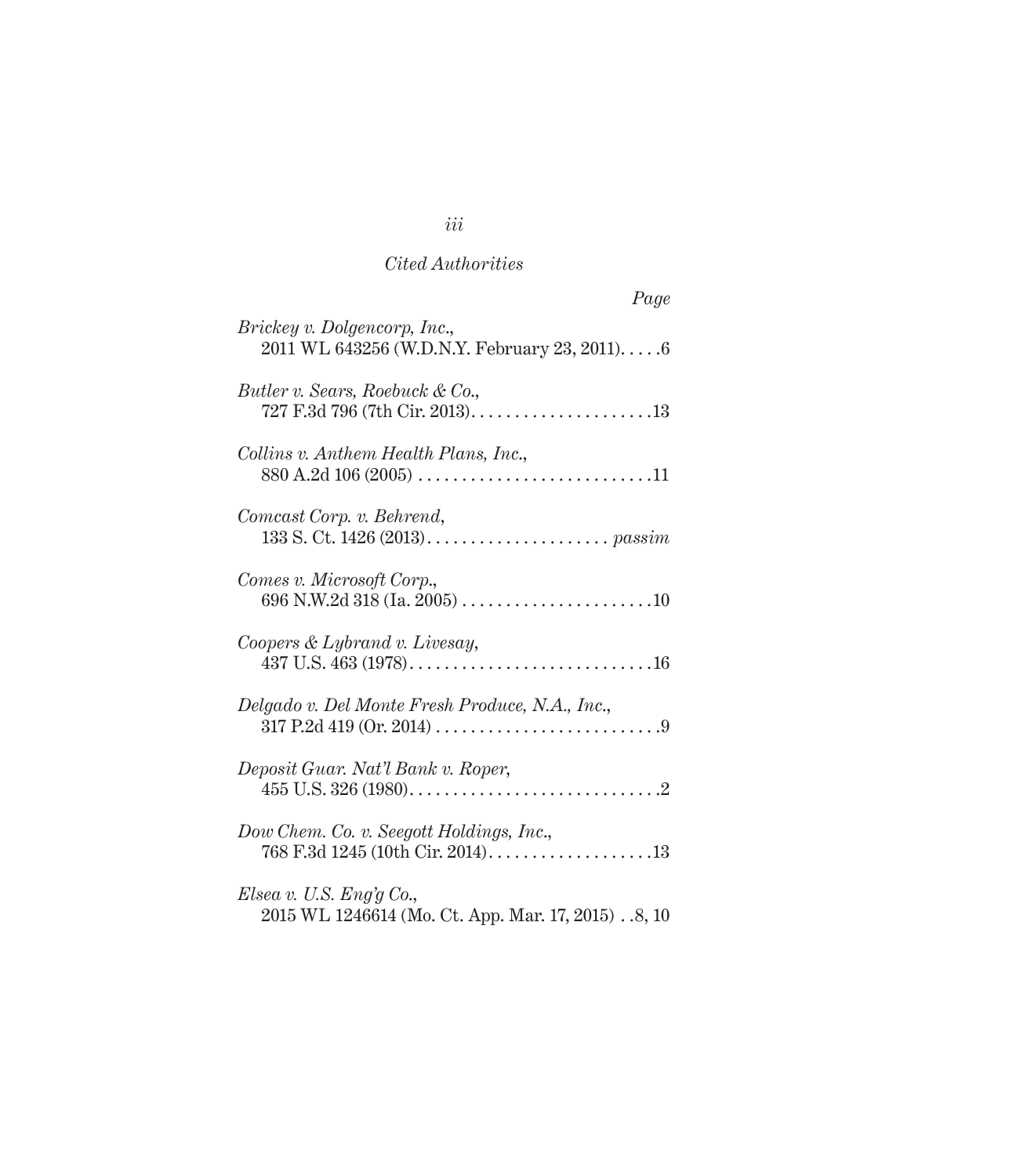*Cited Authorities*

*Page*

*Brickey v. Dolgencorp, Inc.*,
2011 WL 643256 (W.D.N.Y. February 23, 2011). . . . .6

*Butler v. Sears, Roebuck & Co.*,
727 F.3d 796 (7th Cir. 2013). . . . . . . . . . . . . . . . . . . . .13

*Collins v. Anthem Health Plans, Inc.*,
880 A.2d 106 (2005) . . . . . . . . . . . . . . . . . . . . . . . . . .11

*Comcast Corp. v. Behrend*,
133 S. Ct. 1426 (2013). . . . . . . . . . . . . . . . . . . . . *passim*

*Comes v. Microsoft Corp.*,
696 N.W.2d 318 (Ia. 2005) . . . . . . . . . . . . . . . . . . . . . .10

*Coopers & Lybrand v. Livesay*,
437 U.S. 463 (1978). . . . . . . . . . . . . . . . . . . . . . . . . . . .16

*Delgado v. Del Monte Fresh Produce, N.A., Inc.*,
317 P.2d 419 (Or. 2014) . . . . . . . . . . . . . . . . . . . . . . . . .9

*Deposit Guar. Nat'l Bank v. Roper*,
455 U.S. 326 (1980). . . . . . . . . . . . . . . . . . . . . . . . . . . . .2

*Dow Chem. Co. v. Seegott Holdings, Inc.*,
768 F.3d 1245 (10th Cir. 2014). . . . . . . . . . . . . . . . . . .13

*Elsea v. U.S. Eng'g Co.*,
2015 WL 1246614 (Mo. Ct. App. Mar. 17, 2015) . .8, 10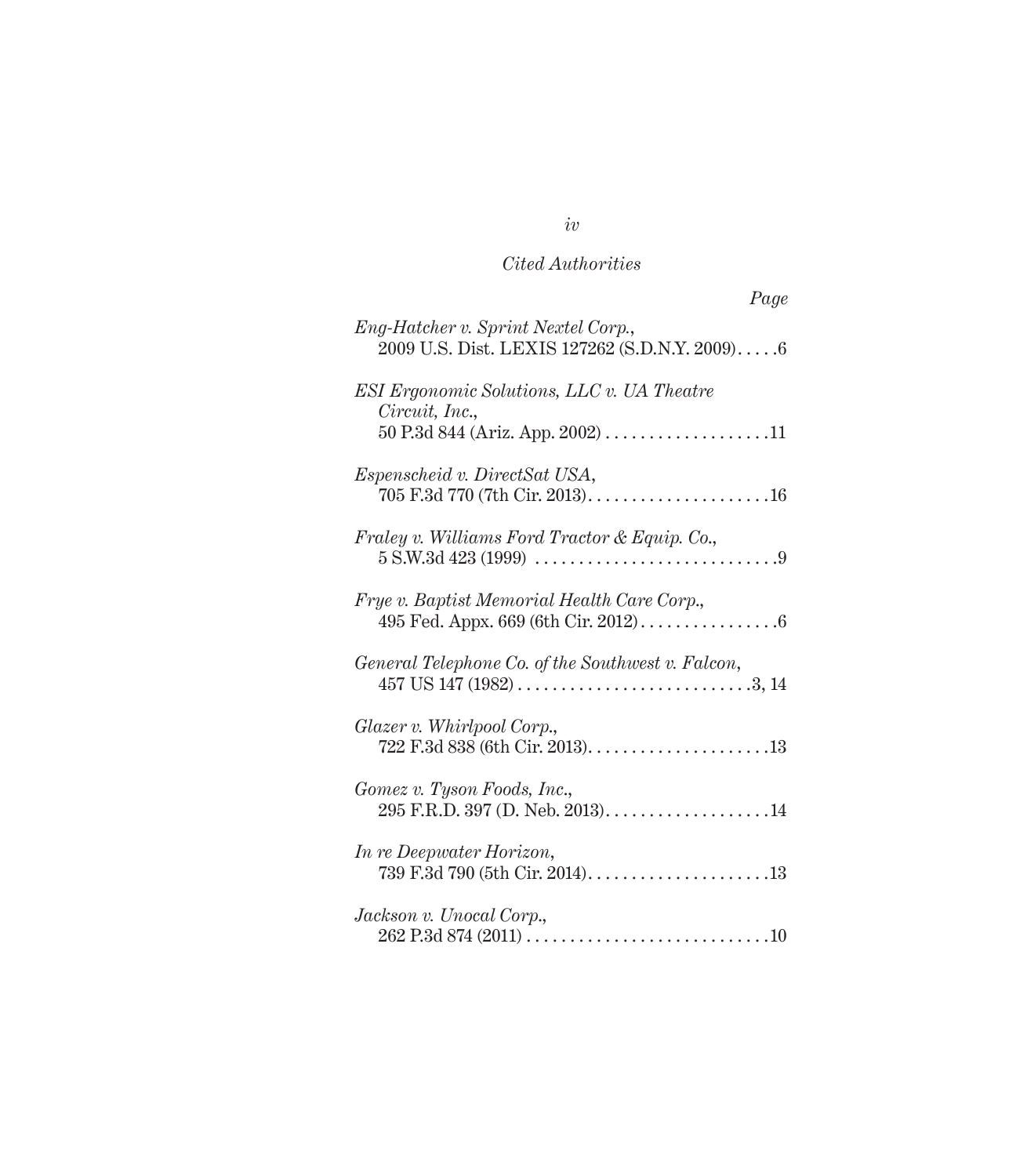*Cited Authorities*

*Page*

*Eng-Hatcher v. Sprint Nextel Corp.*,
2009 U.S. Dist. LEXIS 127262 (S.D.N.Y. 2009). . . . . 6

*ESI Ergonomic Solutions, LLC v. UA Theatre Circuit, Inc.*,
50 P.3d 844 (Ariz. App. 2002) . . . . . . . . . . . . . . . . . . . 11

*Espenscheid v. DirectSat USA*,
705 F.3d 770 (7th Cir. 2013). . . . . . . . . . . . . . . . . . . . . 16

*Fraley v. Williams Ford Tractor & Equip. Co.*,
5 S.W.3d 423 (1999) . . . . . . . . . . . . . . . . . . . . . . . . . . . . 9

*Frye v. Baptist Memorial Health Care Corp.*,
495 Fed. Appx. 669 (6th Cir. 2012) . . . . . . . . . . . . . . . . 6

*General Telephone Co. of the Southwest v. Falcon*,
457 US 147 (1982) . . . . . . . . . . . . . . . . . . . . . . . . . . . 3, 14

*Glazer v. Whirlpool Corp.*,
722 F.3d 838 (6th Cir. 2013). . . . . . . . . . . . . . . . . . . . . 13

*Gomez v. Tyson Foods, Inc.*,
295 F.R.D. 397 (D. Neb. 2013). . . . . . . . . . . . . . . . . . . 14

*In re Deepwater Horizon*,
739 F.3d 790 (5th Cir. 2014). . . . . . . . . . . . . . . . . . . . . 13

*Jackson v. Unocal Corp.*,
262 P.3d 874 (2011) . . . . . . . . . . . . . . . . . . . . . . . . . . . . 10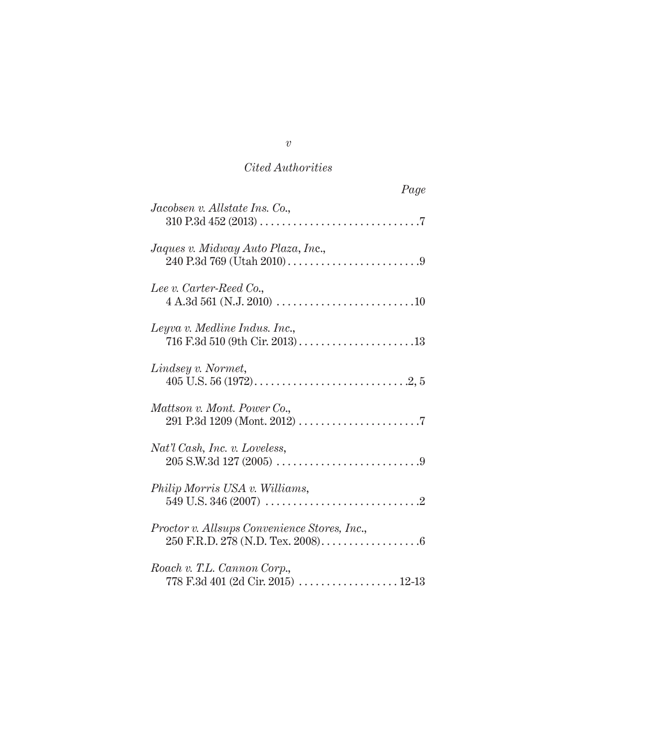*Cited Authorities*

*Page*

*Jacobsen v. Allstate Ins. Co.*,
310 P.3d 452 (2013) . . . . . . . . . . . . . . . . . . . . . . . . . . . . .7

*Jaques v. Midway Auto Plaza, Inc.*,
240 P.3d 769 (Utah 2010) . . . . . . . . . . . . . . . . . . . . . . . . .9

*Lee v. Carter-Reed Co.*,
4 A.3d 561 (N.J. 2010) . . . . . . . . . . . . . . . . . . . . . . . . . .10

*Leyva v. Medline Indus. Inc.*,
716 F.3d 510 (9th Cir. 2013) . . . . . . . . . . . . . . . . . . . . . .13

*Lindsey v. Normet*,
405 U.S. 56 (1972) . . . . . . . . . . . . . . . . . . . . . . . . . . . .2, 5

*Mattson v. Mont. Power Co.*,
291 P.3d 1209 (Mont. 2012) . . . . . . . . . . . . . . . . . . . . . . .7

*Nat'l Cash, Inc. v. Loveless*,
205 S.W.3d 127 (2005) . . . . . . . . . . . . . . . . . . . . . . . . . . .9

*Philip Morris USA v. Williams*,
549 U.S. 346 (2007) . . . . . . . . . . . . . . . . . . . . . . . . . . . . .2

*Proctor v. Allsups Convenience Stores, Inc.*,
250 F.R.D. 278 (N.D. Tex. 2008) . . . . . . . . . . . . . . . . . . .6

*Roach v. T.L. Cannon Corp.*,
778 F.3d 401 (2d Cir. 2015) . . . . . . . . . . . . . . . . . . 12-13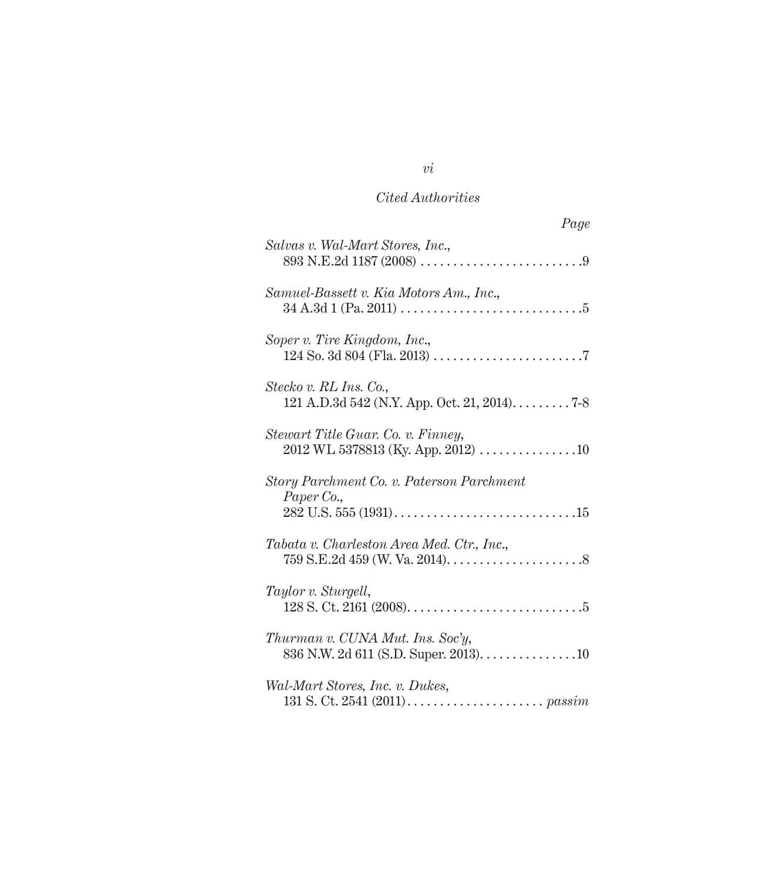*Cited Authorities*

*Page*

*Salvas v. Wal-Mart Stores, Inc.*,
893 N.E.2d 1187 (2008) . . . . . . . . . . . . . . . . . . . . . . . . . .9

*Samuel-Bassett v. Kia Motors Am., Inc.*,
34 A.3d 1 (Pa. 2011) . . . . . . . . . . . . . . . . . . . . . . . . . . . . .5

*Soper v. Tire Kingdom, Inc.*,
124 So. 3d 804 (Fla. 2013) . . . . . . . . . . . . . . . . . . . . . . . .7

*Stecko v. RL Ins. Co.*,
121 A.D.3d 542 (N.Y. App. Oct. 21, 2014). . . . . . . . . 7-8

*Stewart Title Guar. Co. v. Finney*,
2012 WL 5378813 (Ky. App. 2012) . . . . . . . . . . . . . . .10

*Story Parchment Co. v. Paterson Parchment Paper Co.*,
282 U.S. 555 (1931). . . . . . . . . . . . . . . . . . . . . . . . . . . . .15

*Tabata v. Charleston Area Med. Ctr., Inc.*,
759 S.E.2d 459 (W. Va. 2014). . . . . . . . . . . . . . . . . . . . . .8

*Taylor v. Sturgell*,
128 S. Ct. 2161 (2008). . . . . . . . . . . . . . . . . . . . . . . . . . . .5

*Thurman v. CUNA Mut. Ins. Soc'y*,
836 N.W. 2d 611 (S.D. Super. 2013). . . . . . . . . . . . . . .10

*Wal-Mart Stores, Inc. v. Dukes*,
131 S. Ct. 2541 (2011) . . . . . . . . . . . . . . . . . . . . . *passim*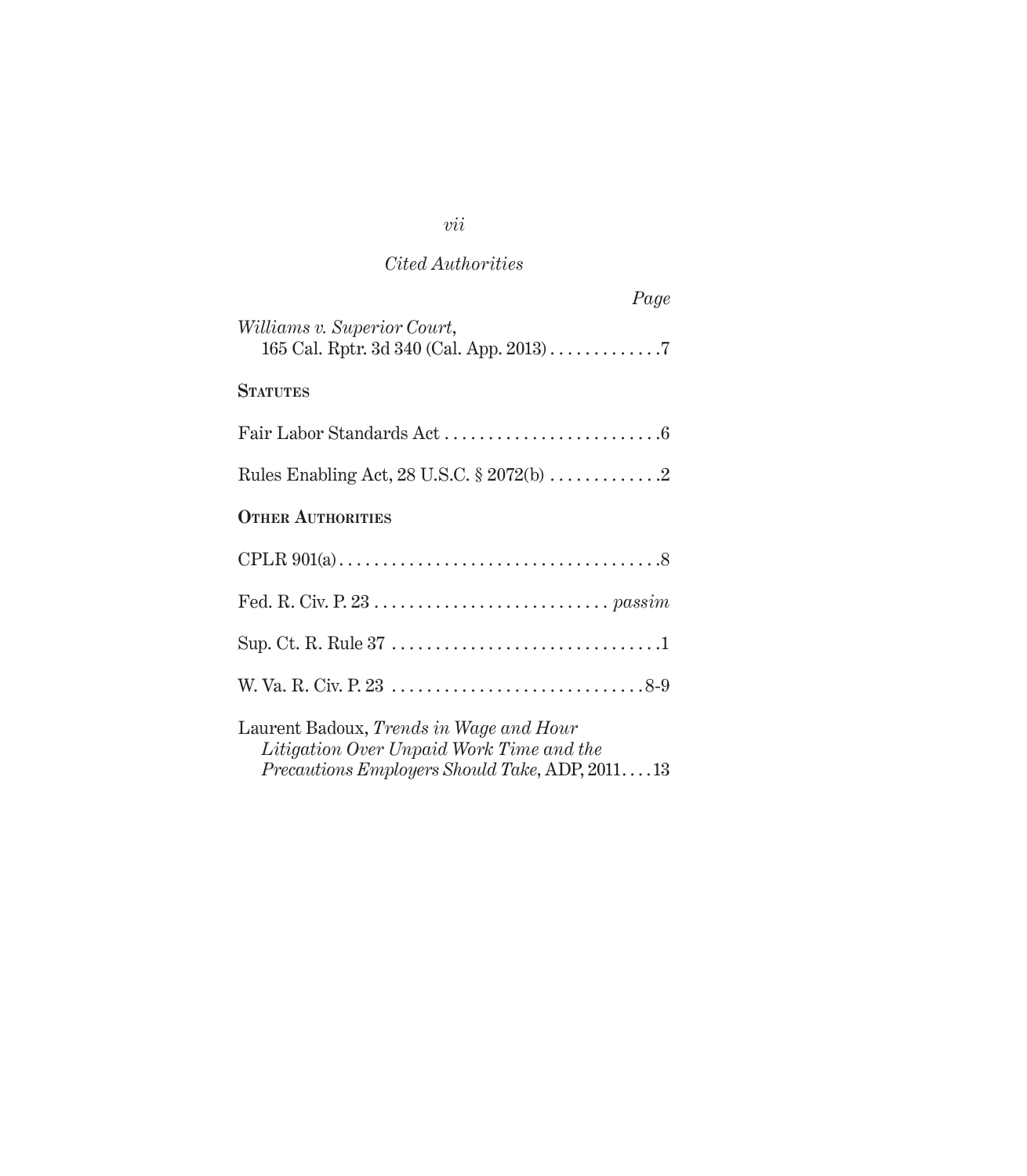*Cited Authorities*

*Page*

*Williams v. Superior Court*,
165 Cal. Rptr. 3d 340 (Cal. App. 2013) . . . . . . . . . . . . .7

**Statutes**

Fair Labor Standards Act . . . . . . . . . . . . . . . . . . . . . . . . .6

Rules Enabling Act, 28 U.S.C. § 2072(b) . . . . . . . . . . . . .2

**Other Authorities**

CPLR 901(a) . . . . . . . . . . . . . . . . . . . . . . . . . . . . . . . . . . . .8

Fed. R. Civ. P. 23 . . . . . . . . . . . . . . . . . . . . . . . . . . *passim*

Sup. Ct. R. Rule 37 . . . . . . . . . . . . . . . . . . . . . . . . . . . . . . .1

W. Va. R. Civ. P. 23 . . . . . . . . . . . . . . . . . . . . . . . . . . . .8-9

Laurent Badoux, *Trends in Wage and Hour Litigation Over Unpaid Work Time and the Precautions Employers Should Take*, ADP, 2011. . . . 13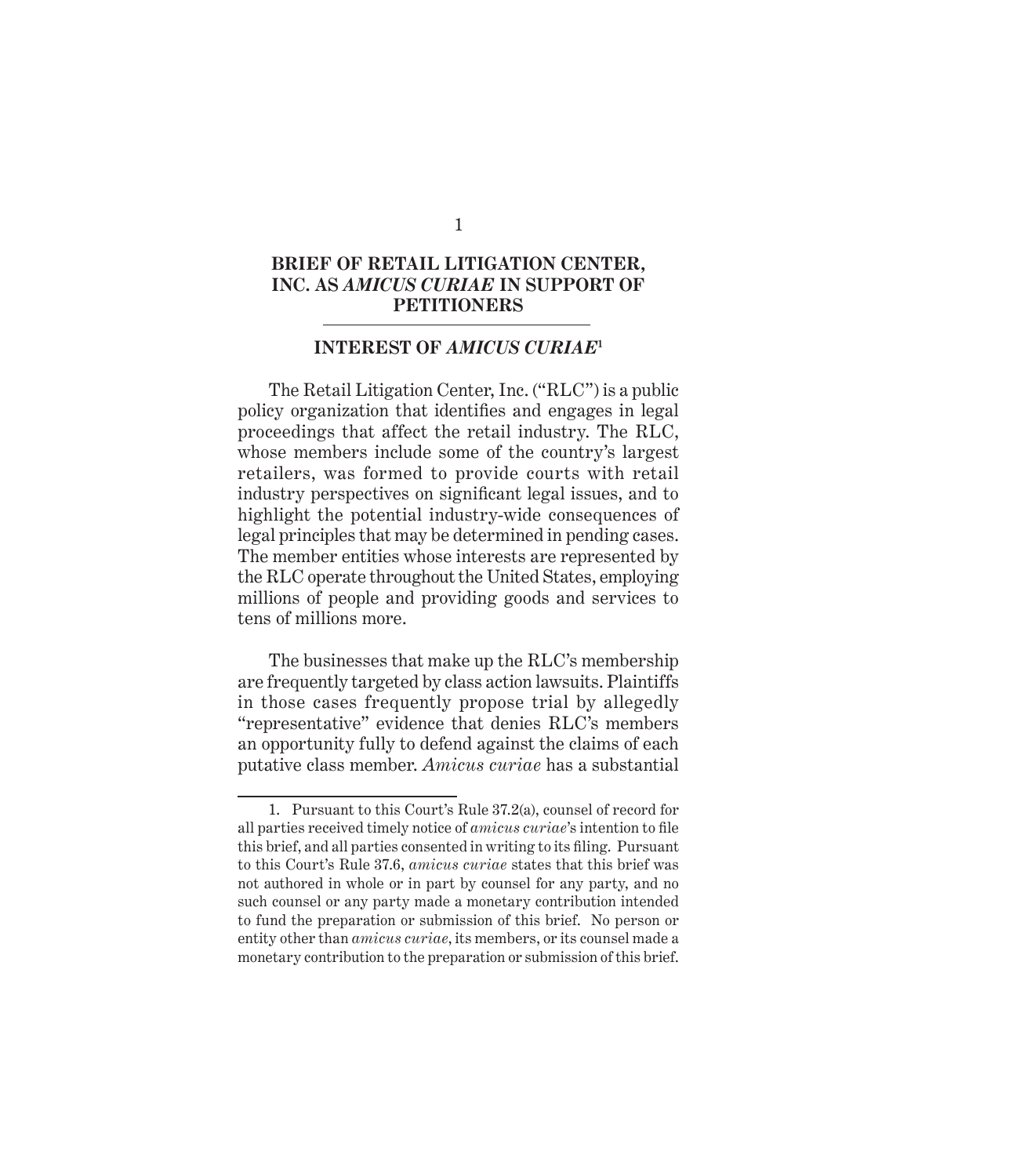## BRIEF OF RETAIL LITIGATION CENTER, INC. AS *AMICUS CURIAE* IN SUPPORT OF PETITIONERS

### INTEREST OF *AMICUS CURIAE*[1]

The Retail Litigation Center, Inc. ("RLC") is a public policy organization that identifies and engages in legal proceedings that affect the retail industry. The RLC, whose members include some of the country's largest retailers, was formed to provide courts with retail industry perspectives on significant legal issues, and to highlight the potential industry-wide consequences of legal principles that may be determined in pending cases. The member entities whose interests are represented by the RLC operate throughout the United States, employing millions of people and providing goods and services to tens of millions more.

The businesses that make up the RLC's membership are frequently targeted by class action lawsuits. Plaintiffs in those cases frequently propose trial by allegedly "representative" evidence that denies RLC's members an opportunity fully to defend against the claims of each putative class member. *Amicus curiae* has a substantial

1. Pursuant to this Court's Rule 37.2(a), counsel of record for all parties received timely notice of *amicus curiae*'s intention to file this brief, and all parties consented in writing to its filing. Pursuant to this Court's Rule 37.6, *amicus curiae* states that this brief was not authored in whole or in part by counsel for any party, and no such counsel or any party made a monetary contribution intended to fund the preparation or submission of this brief. No person or entity other than *amicus curiae*, its members, or its counsel made a monetary contribution to the preparation or submission of this brief.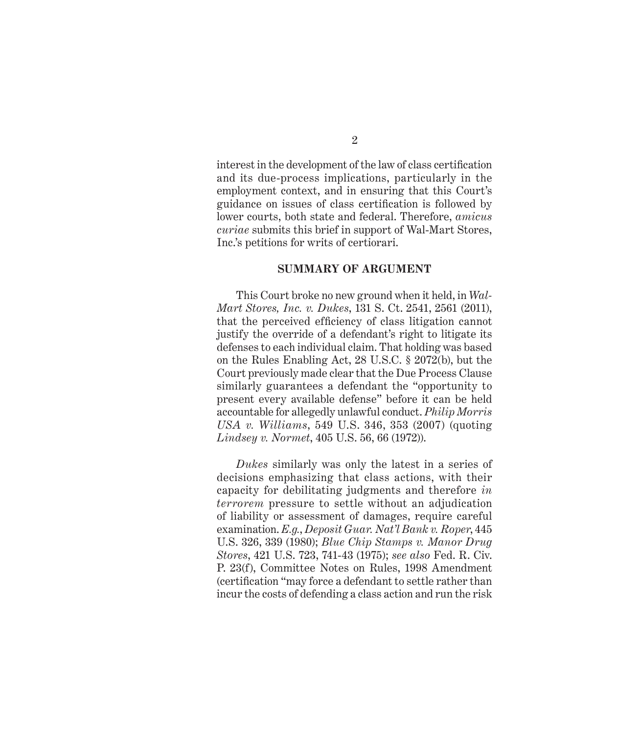interest in the development of the law of class certification and its due-process implications, particularly in the employment context, and in ensuring that this Court's guidance on issues of class certification is followed by lower courts, both state and federal. Therefore, *amicus curiae* submits this brief in support of Wal-Mart Stores, Inc.'s petitions for writs of certiorari.

## SUMMARY OF ARGUMENT

This Court broke no new ground when it held, in *Wal-Mart Stores, Inc. v. Dukes*, 131 S. Ct. 2541, 2561 (2011), that the perceived efficiency of class litigation cannot justify the override of a defendant's right to litigate its defenses to each individual claim. That holding was based on the Rules Enabling Act, 28 U.S.C. § 2072(b), but the Court previously made clear that the Due Process Clause similarly guarantees a defendant the "opportunity to present every available defense" before it can be held accountable for allegedly unlawful conduct. *Philip Morris USA v. Williams*, 549 U.S. 346, 353 (2007) (quoting *Lindsey v. Normet*, 405 U.S. 56, 66 (1972)).

*Dukes* similarly was only the latest in a series of decisions emphasizing that class actions, with their capacity for debilitating judgments and therefore *in terrorem* pressure to settle without an adjudication of liability or assessment of damages, require careful examination. *E.g.*, *Deposit Guar. Nat'l Bank v. Roper*, 445 U.S. 326, 339 (1980); *Blue Chip Stamps v. Manor Drug Stores*, 421 U.S. 723, 741-43 (1975); *see also* Fed. R. Civ. P. 23(f), Committee Notes on Rules, 1998 Amendment (certification "may force a defendant to settle rather than incur the costs of defending a class action and run the risk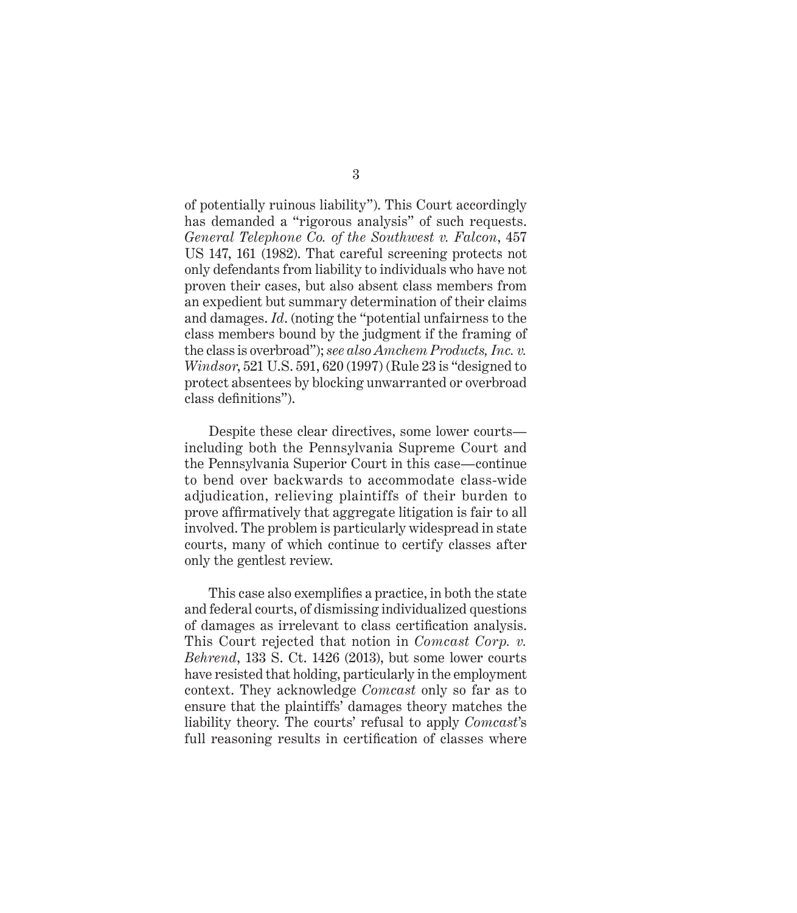of potentially ruinous liability"). This Court accordingly has demanded a "rigorous analysis" of such requests. *General Telephone Co. of the Southwest v. Falcon*, 457 US 147, 161 (1982). That careful screening protects not only defendants from liability to individuals who have not proven their cases, but also absent class members from an expedient but summary determination of their claims and damages. *Id.* (noting the "potential unfairness to the class members bound by the judgment if the framing of the class is overbroad"); *see also Amchem Products, Inc. v. Windsor*, 521 U.S. 591, 620 (1997) (Rule 23 is "designed to protect absentees by blocking unwarranted or overbroad class definitions").

Despite these clear directives, some lower courts—including both the Pennsylvania Supreme Court and the Pennsylvania Superior Court in this case—continue to bend over backwards to accommodate class-wide adjudication, relieving plaintiffs of their burden to prove affirmatively that aggregate litigation is fair to all involved. The problem is particularly widespread in state courts, many of which continue to certify classes after only the gentlest review.

This case also exemplifies a practice, in both the state and federal courts, of dismissing individualized questions of damages as irrelevant to class certification analysis. This Court rejected that notion in *Comcast Corp. v. Behrend*, 133 S. Ct. 1426 (2013), but some lower courts have resisted that holding, particularly in the employment context. They acknowledge *Comcast* only so far as to ensure that the plaintiffs' damages theory matches the liability theory. The courts' refusal to apply *Comcast*'s full reasoning results in certification of classes where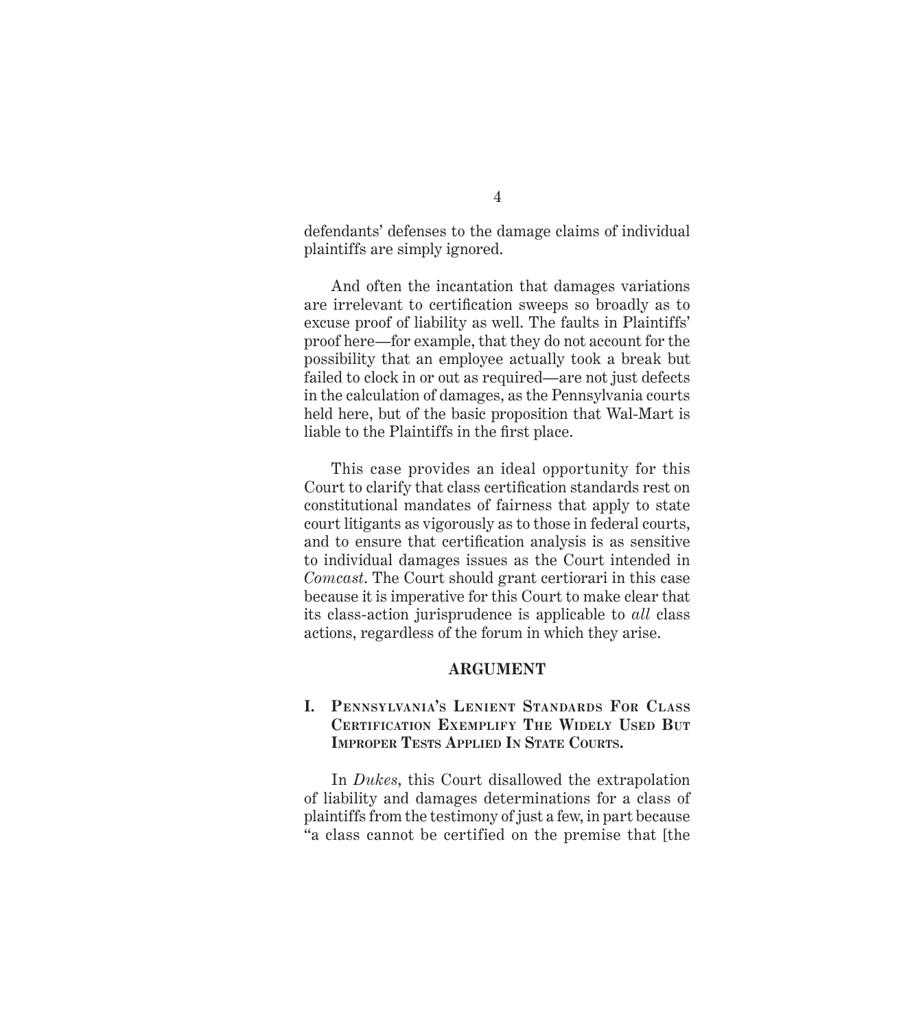defendants' defenses to the damage claims of individual plaintiffs are simply ignored.

And often the incantation that damages variations are irrelevant to certification sweeps so broadly as to excuse proof of liability as well. The faults in Plaintiffs' proof here—for example, that they do not account for the possibility that an employee actually took a break but failed to clock in or out as required—are not just defects in the calculation of damages, as the Pennsylvania courts held here, but of the basic proposition that Wal-Mart is liable to the Plaintiffs in the first place.

This case provides an ideal opportunity for this Court to clarify that class certification standards rest on constitutional mandates of fairness that apply to state court litigants as vigorously as to those in federal courts, and to ensure that certification analysis is as sensitive to individual damages issues as the Court intended in *Comcast*. The Court should grant certiorari in this case because it is imperative for this Court to make clear that its class-action jurisprudence is applicable to *all* class actions, regardless of the forum in which they arise.

## ARGUMENT

### I. Pennsylvania's Lenient Standards For Class Certification Exemplify The Widely Used But Improper Tests Applied In State Courts.

In *Dukes*, this Court disallowed the extrapolation of liability and damages determinations for a class of plaintiffs from the testimony of just a few, in part because "a class cannot be certified on the premise that [the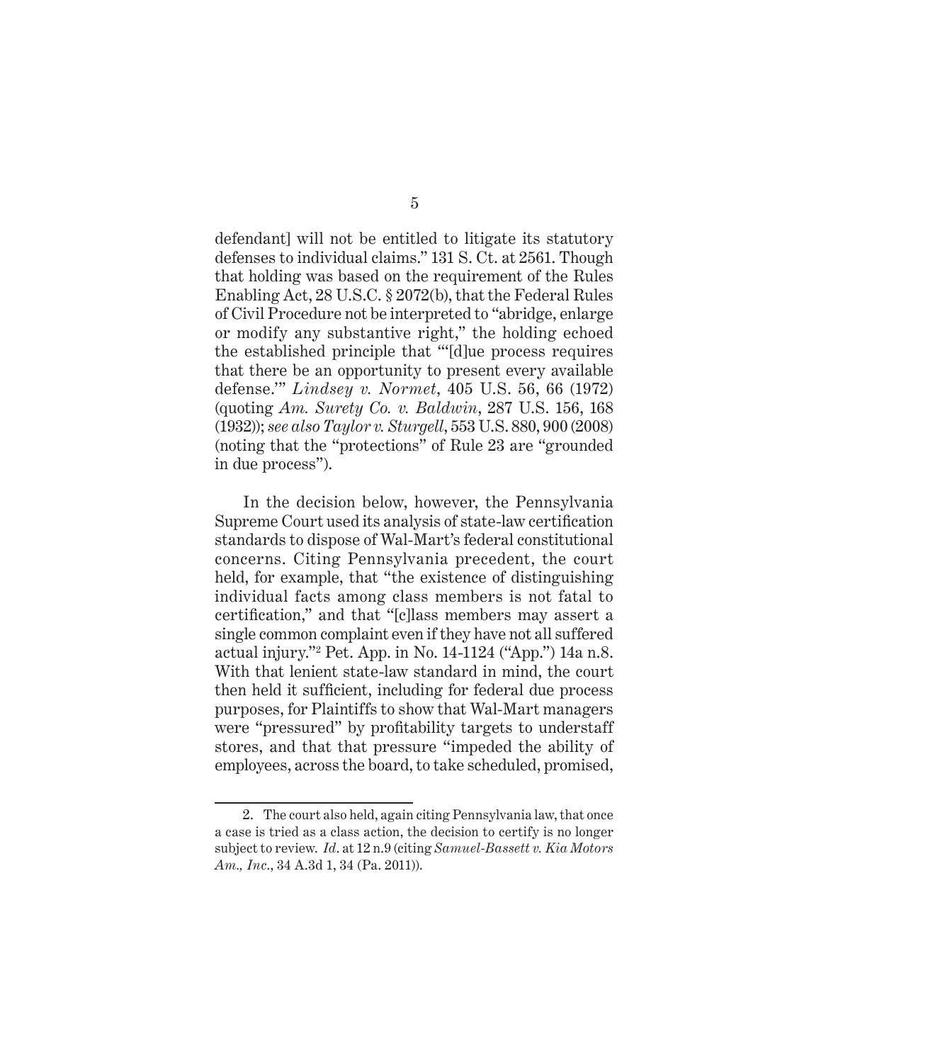defendant] will not be entitled to litigate its statutory defenses to individual claims." 131 S. Ct. at 2561. Though that holding was based on the requirement of the Rules Enabling Act, 28 U.S.C. § 2072(b), that the Federal Rules of Civil Procedure not be interpreted to "abridge, enlarge or modify any substantive right," the holding echoed the established principle that "'[d]ue process requires that there be an opportunity to present every available defense.'" *Lindsey v. Normet*, 405 U.S. 56, 66 (1972) (quoting *Am. Surety Co. v. Baldwin*, 287 U.S. 156, 168 (1932)); *see also Taylor v. Sturgell*, 553 U.S. 880, 900 (2008) (noting that the "protections" of Rule 23 are "grounded in due process").

In the decision below, however, the Pennsylvania Supreme Court used its analysis of state-law certification standards to dispose of Wal-Mart's federal constitutional concerns. Citing Pennsylvania precedent, the court held, for example, that "the existence of distinguishing individual facts among class members is not fatal to certification," and that "[c]lass members may assert a single common complaint even if they have not all suffered actual injury."[2] Pet. App. in No. 14-1124 ("App.") 14a n.8. With that lenient state-law standard in mind, the court then held it sufficient, including for federal due process purposes, for Plaintiffs to show that Wal-Mart managers were "pressured" by profitability targets to understaff stores, and that that pressure "impeded the ability of employees, across the board, to take scheduled, promised,

---

2. The court also held, again citing Pennsylvania law, that once a case is tried as a class action, the decision to certify is no longer subject to review. *Id*. at 12 n.9 (citing *Samuel-Bassett v. Kia Motors Am., Inc*., 34 A.3d 1, 34 (Pa. 2011)).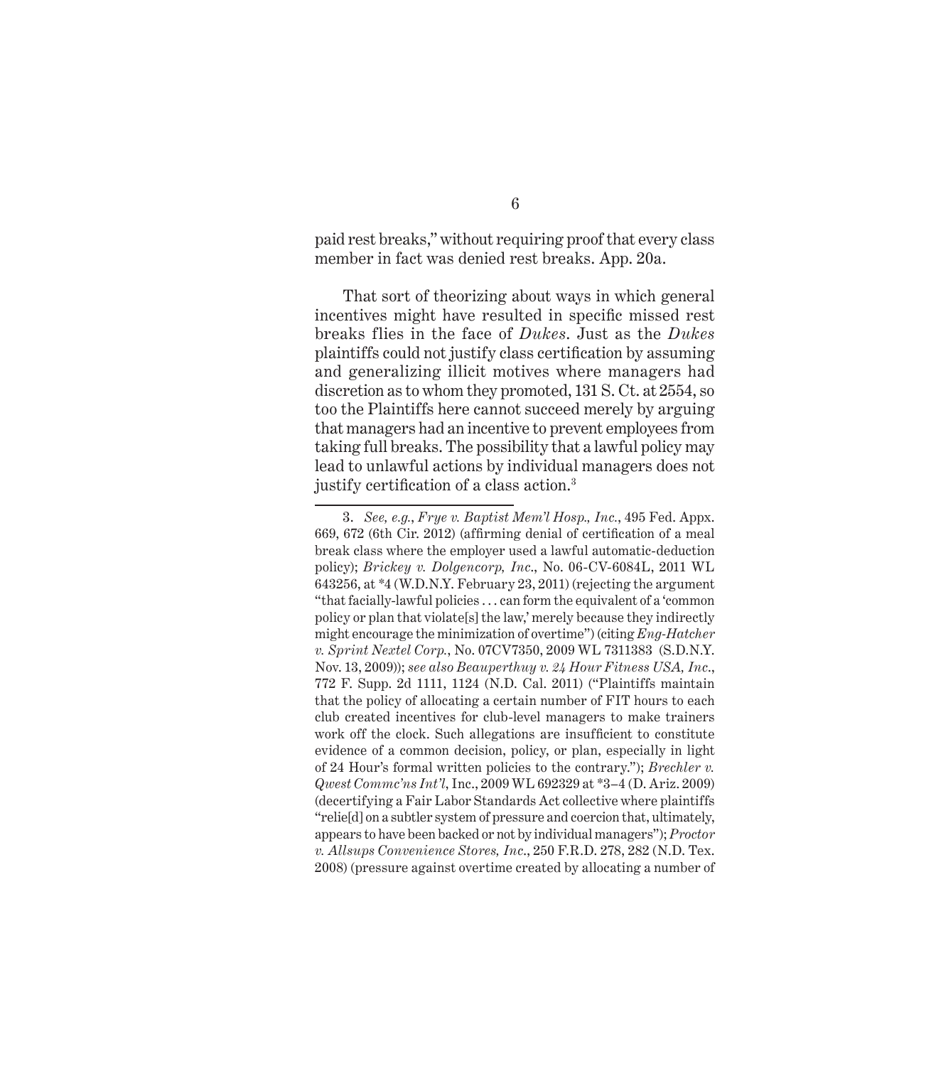paid rest breaks," without requiring proof that every class member in fact was denied rest breaks. App. 20a.

That sort of theorizing about ways in which general incentives might have resulted in specific missed rest breaks flies in the face of *Dukes*. Just as the *Dukes* plaintiffs could not justify class certification by assuming and generalizing illicit motives where managers had discretion as to whom they promoted, 131 S. Ct. at 2554, so too the Plaintiffs here cannot succeed merely by arguing that managers had an incentive to prevent employees from taking full breaks. The possibility that a lawful policy may lead to unlawful actions by individual managers does not justify certification of a class action.[3]

3. *See, e.g.*, *Frye v. Baptist Mem'l Hosp., Inc.*, 495 Fed. Appx. 669, 672 (6th Cir. 2012) (affirming denial of certification of a meal break class where the employer used a lawful automatic-deduction policy); *Brickey v. Dolgencorp, Inc.*, No. 06-CV-6084L, 2011 WL 643256, at *4 (W.D.N.Y. February 23, 2011) (rejecting the argument "that facially-lawful policies . . . can form the equivalent of a 'common policy or plan that violate[s] the law,' merely because they indirectly might encourage the minimization of overtime") (citing *Eng-Hatcher v. Sprint Nextel Corp.*, No. 07CV7350, 2009 WL 7311383 (S.D.N.Y. Nov. 13, 2009)); *see also Beauperthuy v. 24 Hour Fitness USA, Inc.*, 772 F. Supp. 2d 1111, 1124 (N.D. Cal. 2011) ("Plaintiffs maintain that the policy of allocating a certain number of FIT hours to each club created incentives for club-level managers to make trainers work off the clock. Such allegations are insufficient to constitute evidence of a common decision, policy, or plan, especially in light of 24 Hour's formal written policies to the contrary."); *Brechler v. Qwest Commc'ns Int'l*, Inc., 2009 WL 692329 at *3–4 (D. Ariz. 2009) (decertifying a Fair Labor Standards Act collective where plaintiffs "relie[d] on a subtler system of pressure and coercion that, ultimately, appears to have been backed or not by individual managers"); *Proctor v. Allsups Convenience Stores, Inc.*, 250 F.R.D. 278, 282 (N.D. Tex. 2008) (pressure against overtime created by allocating a number of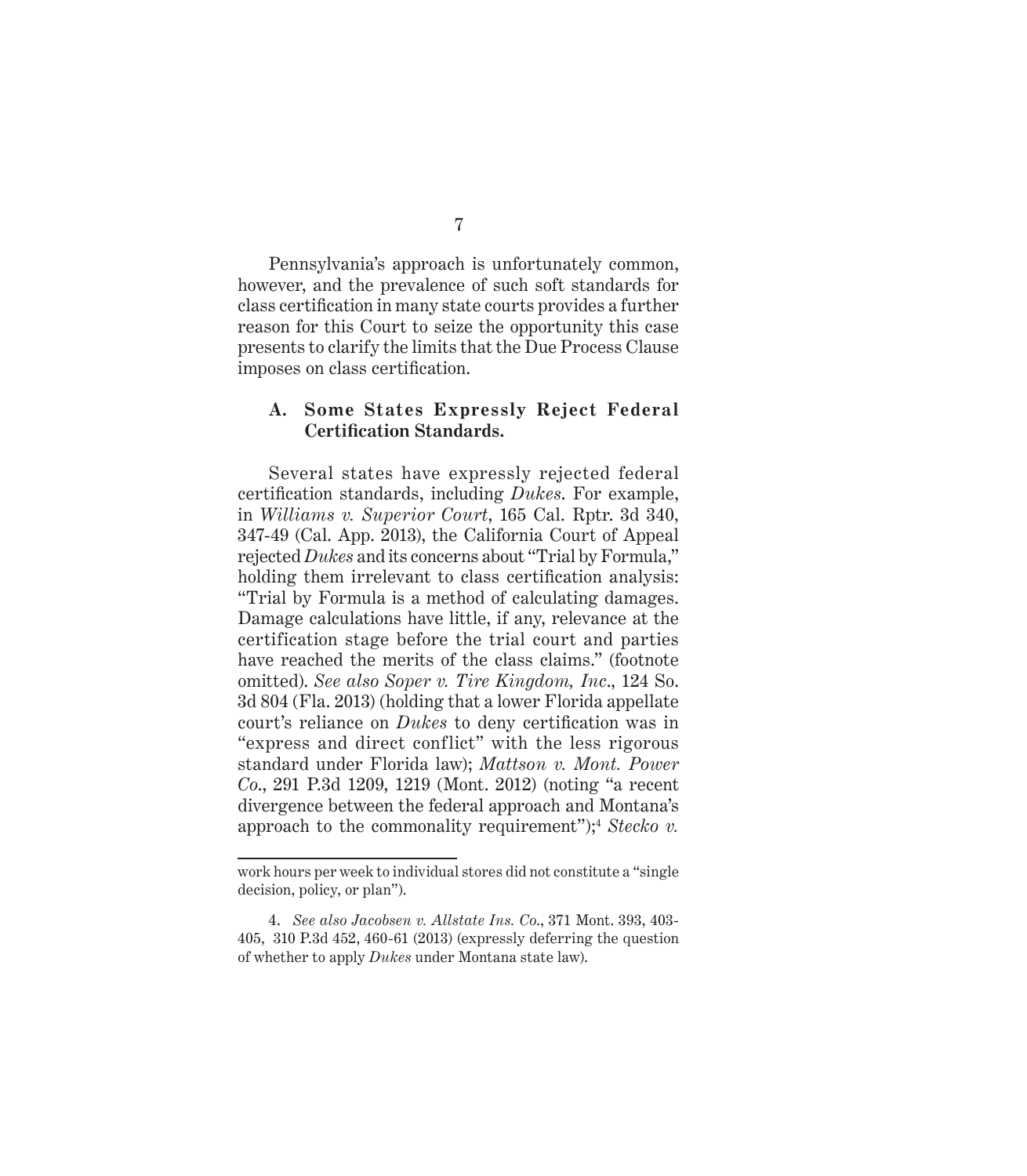Pennsylvania's approach is unfortunately common, however, and the prevalence of such soft standards for class certification in many state courts provides a further reason for this Court to seize the opportunity this case presents to clarify the limits that the Due Process Clause imposes on class certification.

### A. Some States Expressly Reject Federal Certification Standards.

Several states have expressly rejected federal certification standards, including *Dukes*. For example, in *Williams v. Superior Court*, 165 Cal. Rptr. 3d 340, 347-49 (Cal. App. 2013), the California Court of Appeal rejected *Dukes* and its concerns about "Trial by Formula," holding them irrelevant to class certification analysis: "Trial by Formula is a method of calculating damages. Damage calculations have little, if any, relevance at the certification stage before the trial court and parties have reached the merits of the class claims." (footnote omitted). *See also Soper v. Tire Kingdom, Inc.*, 124 So. 3d 804 (Fla. 2013) (holding that a lower Florida appellate court's reliance on *Dukes* to deny certification was in "express and direct conflict" with the less rigorous standard under Florida law); *Mattson v. Mont. Power Co.*, 291 P.3d 1209, 1219 (Mont. 2012) (noting "a recent divergence between the federal approach and Montana's approach to the commonality requirement");[4] *Stecko v.*

---

work hours per week to individual stores did not constitute a "single decision, policy, or plan").

4. *See also Jacobsen v. Allstate Ins. Co.*, 371 Mont. 393, 403-405, 310 P.3d 452, 460-61 (2013) (expressly deferring the question of whether to apply *Dukes* under Montana state law).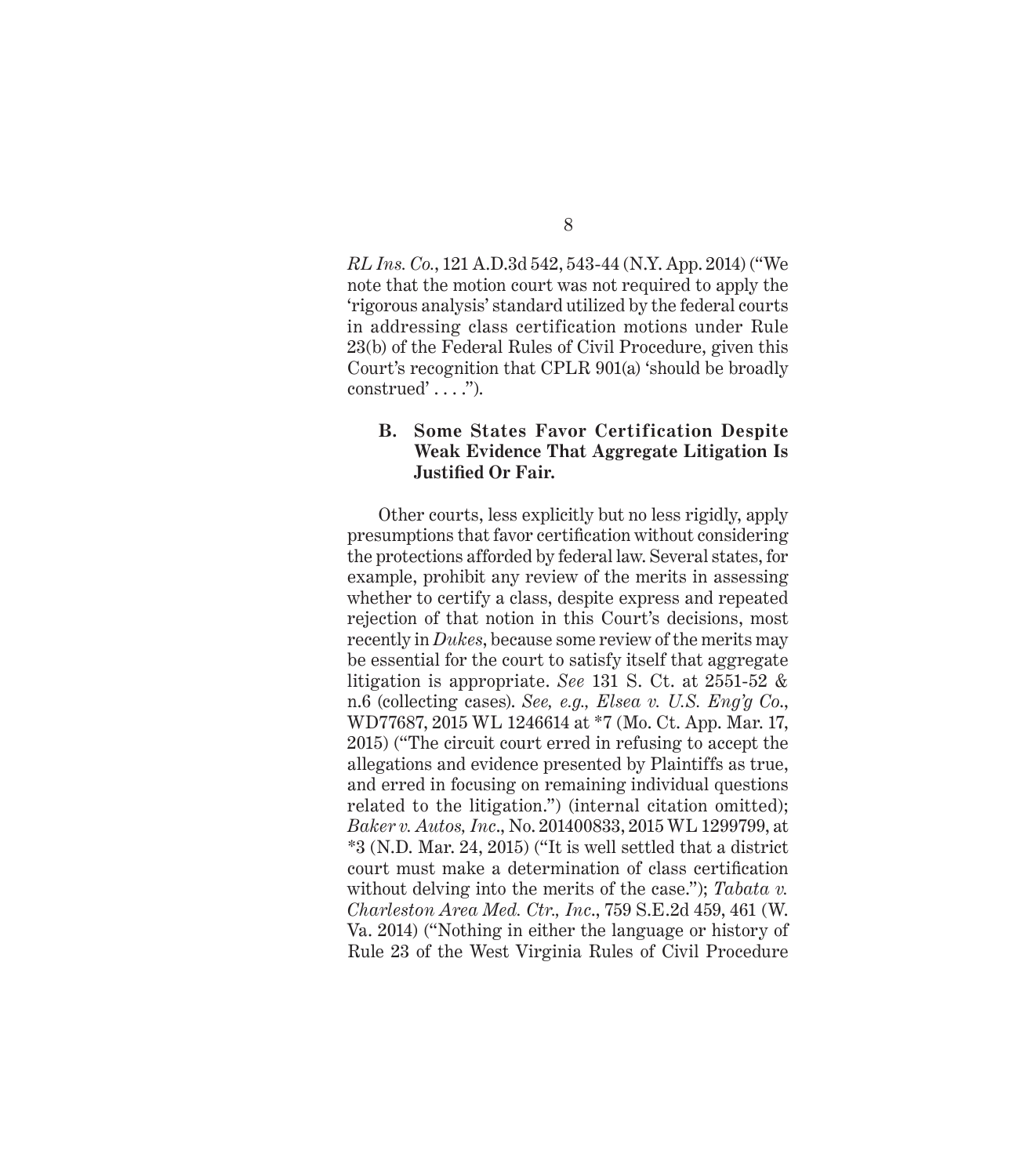*RL Ins. Co.*, 121 A.D.3d 542, 543-44 (N.Y. App. 2014) ("We note that the motion court was not required to apply the 'rigorous analysis' standard utilized by the federal courts in addressing class certification motions under Rule 23(b) of the Federal Rules of Civil Procedure, given this Court's recognition that CPLR 901(a) 'should be broadly construed' . . . .").

### B. Some States Favor Certification Despite Weak Evidence That Aggregate Litigation Is Justified Or Fair.

Other courts, less explicitly but no less rigidly, apply presumptions that favor certification without considering the protections afforded by federal law. Several states, for example, prohibit any review of the merits in assessing whether to certify a class, despite express and repeated rejection of that notion in this Court's decisions, most recently in *Dukes*, because some review of the merits may be essential for the court to satisfy itself that aggregate litigation is appropriate. *See* 131 S. Ct. at 2551-52 & n.6 (collecting cases). *See, e.g., Elsea v. U.S. Eng'g Co.*, WD77687, 2015 WL 1246614 at *7 (Mo. Ct. App. Mar. 17, 2015) ("The circuit court erred in refusing to accept the allegations and evidence presented by Plaintiffs as true, and erred in focusing on remaining individual questions related to the litigation.") (internal citation omitted); *Baker v. Autos, Inc.*, No. 201400833, 2015 WL 1299799, at *3 (N.D. Mar. 24, 2015) ("It is well settled that a district court must make a determination of class certification without delving into the merits of the case."); *Tabata v. Charleston Area Med. Ctr., Inc.*, 759 S.E.2d 459, 461 (W. Va. 2014) ("Nothing in either the language or history of Rule 23 of the West Virginia Rules of Civil Procedure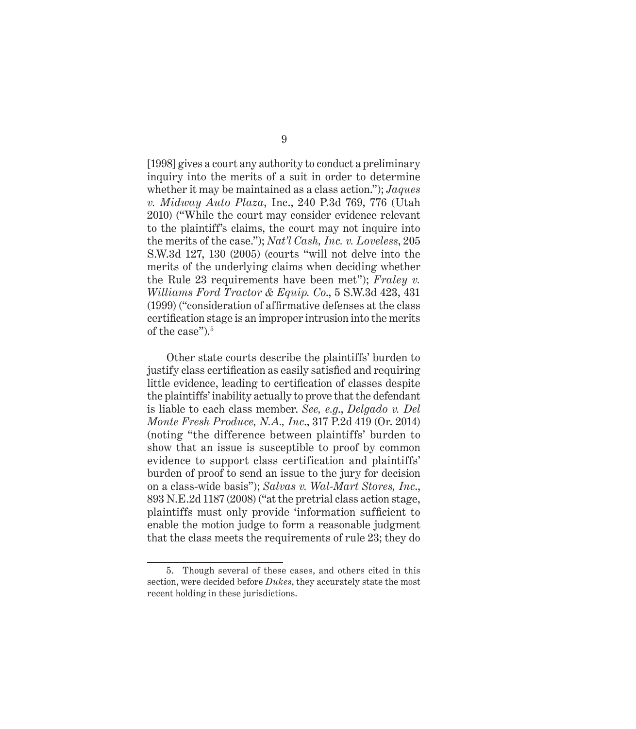[1998] gives a court any authority to conduct a preliminary inquiry into the merits of a suit in order to determine whether it may be maintained as a class action."); *Jaques v. Midway Auto Plaza*, Inc., 240 P.3d 769, 776 (Utah 2010) ("While the court may consider evidence relevant to the plaintiff's claims, the court may not inquire into the merits of the case."); *Nat'l Cash, Inc. v. Loveless*, 205 S.W.3d 127, 130 (2005) (courts "will not delve into the merits of the underlying claims when deciding whether the Rule 23 requirements have been met"); *Fraley v. Williams Ford Tractor & Equip. Co.*, 5 S.W.3d 423, 431 (1999) ("consideration of affirmative defenses at the class certification stage is an improper intrusion into the merits of the case").[5]

Other state courts describe the plaintiffs' burden to justify class certification as easily satisfied and requiring little evidence, leading to certification of classes despite the plaintiffs' inability actually to prove that the defendant is liable to each class member. *See, e.g.*, *Delgado v. Del Monte Fresh Produce, N.A., Inc.*, 317 P.2d 419 (Or. 2014) (noting "the difference between plaintiffs' burden to show that an issue is susceptible to proof by common evidence to support class certification and plaintiffs' burden of proof to send an issue to the jury for decision on a class-wide basis"); *Salvas v. Wal-Mart Stores, Inc.*, 893 N.E.2d 1187 (2008) ("at the pretrial class action stage, plaintiffs must only provide 'information sufficient to enable the motion judge to form a reasonable judgment that the class meets the requirements of rule 23; they do

5. Though several of these cases, and others cited in this section, were decided before *Dukes*, they accurately state the most recent holding in these jurisdictions.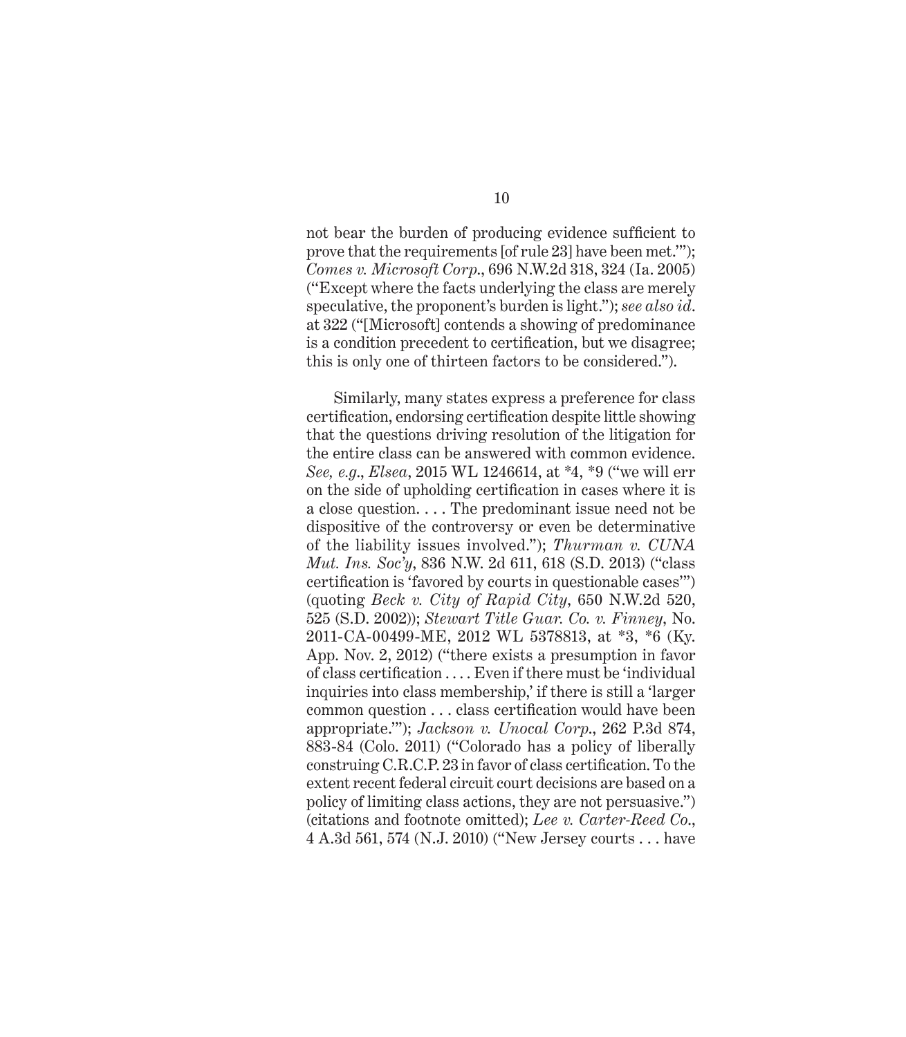not bear the burden of producing evidence sufficient to prove that the requirements [of rule 23] have been met.'"); *Comes v. Microsoft Corp.*, 696 N.W.2d 318, 324 (Ia. 2005) ("Except where the facts underlying the class are merely speculative, the proponent's burden is light."); *see also id.* at 322 ("[Microsoft] contends a showing of predominance is a condition precedent to certification, but we disagree; this is only one of thirteen factors to be considered.").

Similarly, many states express a preference for class certification, endorsing certification despite little showing that the questions driving resolution of the litigation for the entire class can be answered with common evidence. *See, e.g.*, *Elsea*, 2015 WL 1246614, at *4, *9 ("we will err on the side of upholding certification in cases where it is a close question. . . . The predominant issue need not be dispositive of the controversy or even be determinative of the liability issues involved."); *Thurman v. CUNA Mut. Ins. Soc'y*, 836 N.W. 2d 611, 618 (S.D. 2013) ("class certification is 'favored by courts in questionable cases'") (quoting *Beck v. City of Rapid City*, 650 N.W.2d 520, 525 (S.D. 2002)); *Stewart Title Guar. Co. v. Finney*, No. 2011-CA-00499-ME, 2012 WL 5378813, at *3, *6 (Ky. App. Nov. 2, 2012) ("there exists a presumption in favor of class certification . . . . Even if there must be 'individual inquiries into class membership,' if there is still a 'larger common question . . . class certification would have been appropriate.'"); *Jackson v. Unocal Corp.*, 262 P.3d 874, 883-84 (Colo. 2011) ("Colorado has a policy of liberally construing C.R.C.P. 23 in favor of class certification. To the extent recent federal circuit court decisions are based on a policy of limiting class actions, they are not persuasive.") (citations and footnote omitted); *Lee v. Carter-Reed Co.*, 4 A.3d 561, 574 (N.J. 2010) ("New Jersey courts . . . have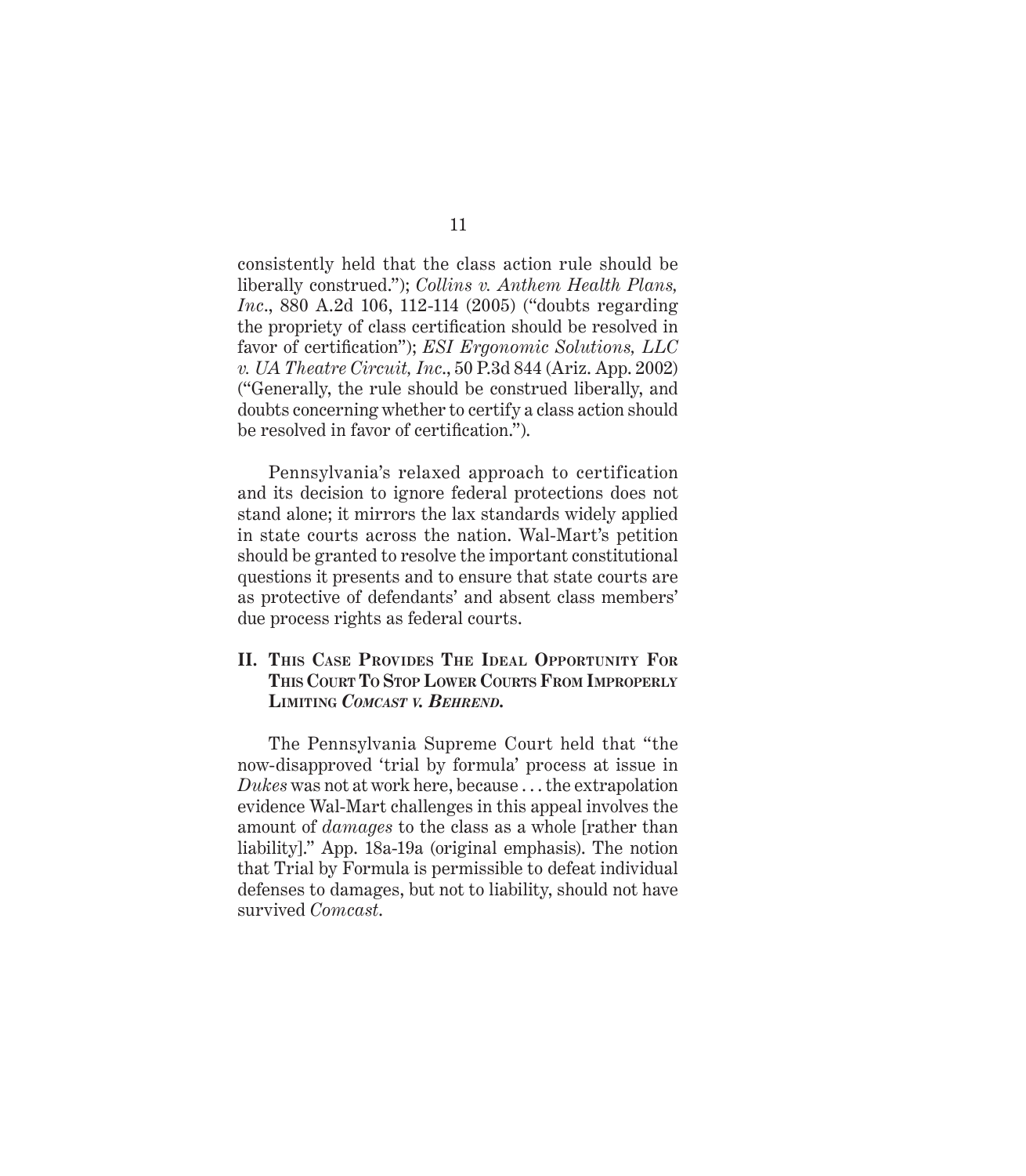consistently held that the class action rule should be liberally construed."); *Collins v. Anthem Health Plans, Inc*., 880 A.2d 106, 112-114 (2005) ("doubts regarding the propriety of class certification should be resolved in favor of certification"); *ESI Ergonomic Solutions, LLC v. UA Theatre Circuit, Inc*., 50 P.3d 844 (Ariz. App. 2002) ("Generally, the rule should be construed liberally, and doubts concerning whether to certify a class action should be resolved in favor of certification.").

Pennsylvania's relaxed approach to certification and its decision to ignore federal protections does not stand alone; it mirrors the lax standards widely applied in state courts across the nation. Wal-Mart's petition should be granted to resolve the important constitutional questions it presents and to ensure that state courts are as protective of defendants' and absent class members' due process rights as federal courts.

## II. This Case Provides The Ideal Opportunity For This Court To Stop Lower Courts From Improperly Limiting *Comcast v. Behrend*.

The Pennsylvania Supreme Court held that "the now-disapproved 'trial by formula' process at issue in *Dukes* was not at work here, because . . . the extrapolation evidence Wal-Mart challenges in this appeal involves the amount of *damages* to the class as a whole [rather than liability]." App. 18a-19a (original emphasis). The notion that Trial by Formula is permissible to defeat individual defenses to damages, but not to liability, should not have survived *Comcast*.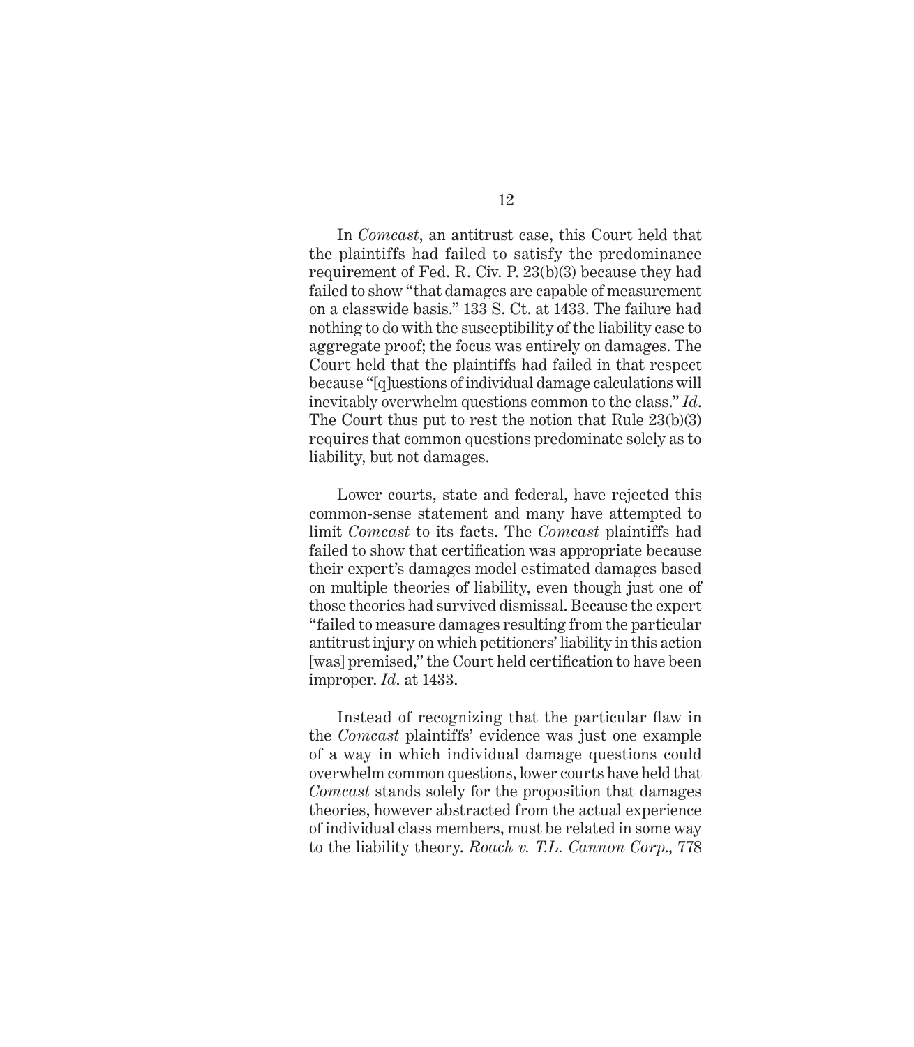In *Comcast*, an antitrust case, this Court held that the plaintiffs had failed to satisfy the predominance requirement of Fed. R. Civ. P. 23(b)(3) because they had failed to show "that damages are capable of measurement on a classwide basis." 133 S. Ct. at 1433. The failure had nothing to do with the susceptibility of the liability case to aggregate proof; the focus was entirely on damages. The Court held that the plaintiffs had failed in that respect because "[q]uestions of individual damage calculations will inevitably overwhelm questions common to the class." *Id*. The Court thus put to rest the notion that Rule 23(b)(3) requires that common questions predominate solely as to liability, but not damages.

Lower courts, state and federal, have rejected this common-sense statement and many have attempted to limit *Comcast* to its facts. The *Comcast* plaintiffs had failed to show that certification was appropriate because their expert's damages model estimated damages based on multiple theories of liability, even though just one of those theories had survived dismissal. Because the expert "failed to measure damages resulting from the particular antitrust injury on which petitioners' liability in this action [was] premised," the Court held certification to have been improper. *Id*. at 1433.

Instead of recognizing that the particular flaw in the *Comcast* plaintiffs' evidence was just one example of a way in which individual damage questions could overwhelm common questions, lower courts have held that *Comcast* stands solely for the proposition that damages theories, however abstracted from the actual experience of individual class members, must be related in some way to the liability theory. *Roach v. T.L. Cannon Corp.*, 778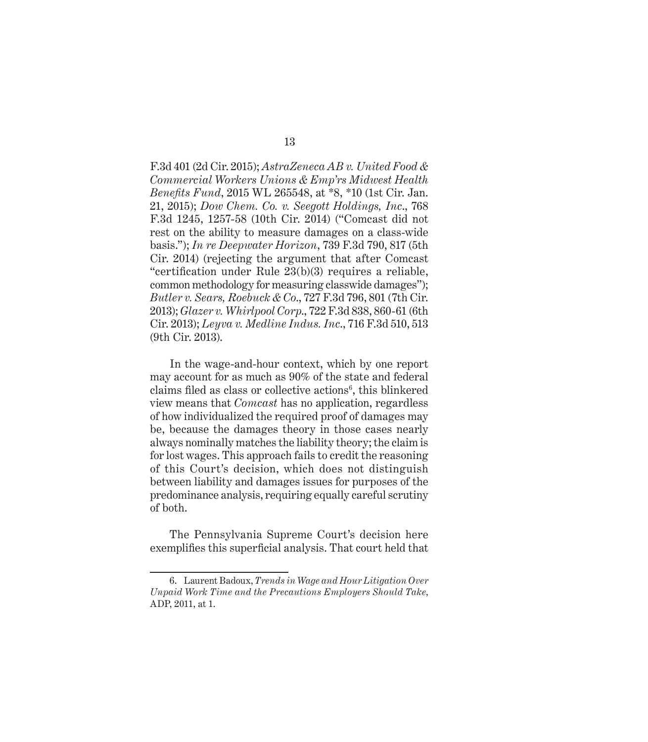F.3d 401 (2d Cir. 2015); *AstraZeneca AB v. United Food & Commercial Workers Unions & Emp'rs Midwest Health Benefits Fund*, 2015 WL 265548, at *8, *10 (1st Cir. Jan. 21, 2015); *Dow Chem. Co. v. Seegott Holdings, Inc.*, 768 F.3d 1245, 1257-58 (10th Cir. 2014) ("Comcast did not rest on the ability to measure damages on a class-wide basis."); *In re Deepwater Horizon*, 739 F.3d 790, 817 (5th Cir. 2014) (rejecting the argument that after Comcast "certification under Rule 23(b)(3) requires a reliable, common methodology for measuring classwide damages"); *Butler v. Sears, Roebuck & Co.*, 727 F.3d 796, 801 (7th Cir. 2013); *Glazer v. Whirlpool Corp.*, 722 F.3d 838, 860-61 (6th Cir. 2013); *Leyva v. Medline Indus. Inc.*, 716 F.3d 510, 513 (9th Cir. 2013).

In the wage-and-hour context, which by one report may account for as much as 90% of the state and federal claims filed as class or collective actions[6], this blinkered view means that *Comcast* has no application, regardless of how individualized the required proof of damages may be, because the damages theory in those cases nearly always nominally matches the liability theory; the claim is for lost wages. This approach fails to credit the reasoning of this Court's decision, which does not distinguish between liability and damages issues for purposes of the predominance analysis, requiring equally careful scrutiny of both.

The Pennsylvania Supreme Court's decision here exemplifies this superficial analysis. That court held that

6. Laurent Badoux, *Trends in Wage and Hour Litigation Over Unpaid Work Time and the Precautions Employers Should Take*, ADP, 2011, at 1.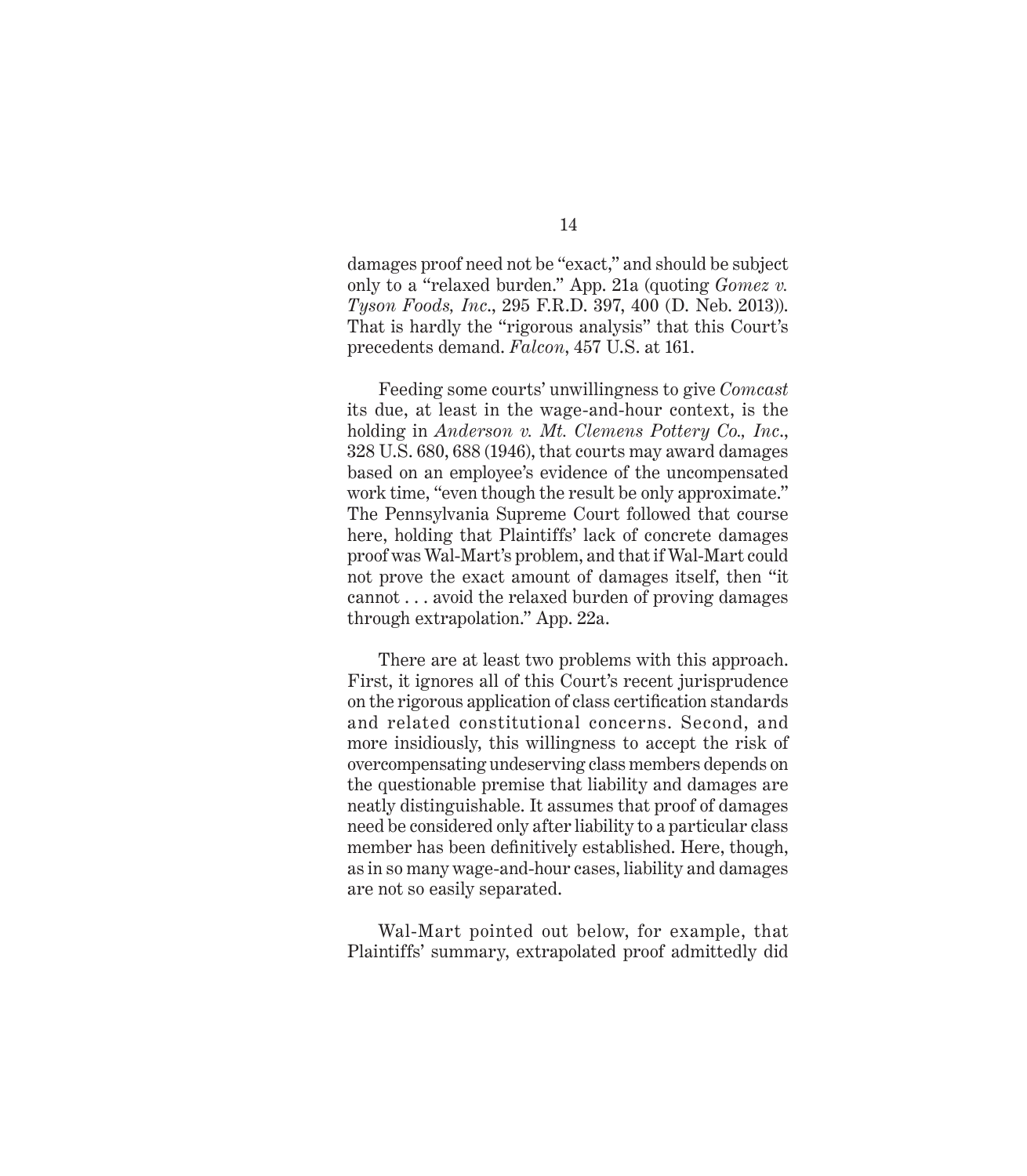damages proof need not be "exact," and should be subject only to a "relaxed burden." App. 21a (quoting *Gomez v. Tyson Foods, Inc.*, 295 F.R.D. 397, 400 (D. Neb. 2013)). That is hardly the "rigorous analysis" that this Court's precedents demand. *Falcon*, 457 U.S. at 161.

Feeding some courts' unwillingness to give *Comcast* its due, at least in the wage-and-hour context, is the holding in *Anderson v. Mt. Clemens Pottery Co., Inc.*, 328 U.S. 680, 688 (1946), that courts may award damages based on an employee's evidence of the uncompensated work time, "even though the result be only approximate." The Pennsylvania Supreme Court followed that course here, holding that Plaintiffs' lack of concrete damages proof was Wal-Mart's problem, and that if Wal-Mart could not prove the exact amount of damages itself, then "it cannot . . . avoid the relaxed burden of proving damages through extrapolation." App. 22a.

There are at least two problems with this approach. First, it ignores all of this Court's recent jurisprudence on the rigorous application of class certification standards and related constitutional concerns. Second, and more insidiously, this willingness to accept the risk of overcompensating undeserving class members depends on the questionable premise that liability and damages are neatly distinguishable. It assumes that proof of damages need be considered only after liability to a particular class member has been definitively established. Here, though, as in so many wage-and-hour cases, liability and damages are not so easily separated.

Wal-Mart pointed out below, for example, that Plaintiffs' summary, extrapolated proof admittedly did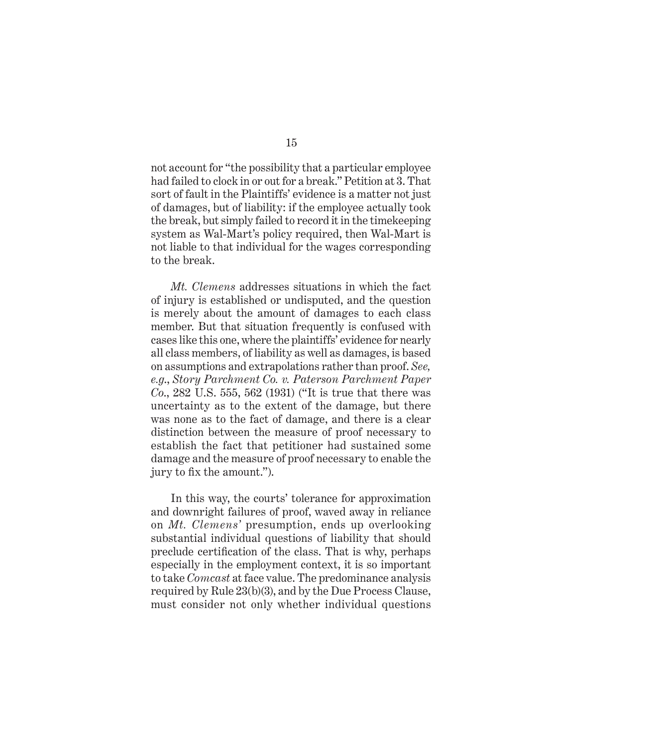not account for "the possibility that a particular employee had failed to clock in or out for a break." Petition at 3. That sort of fault in the Plaintiffs' evidence is a matter not just of damages, but of liability: if the employee actually took the break, but simply failed to record it in the timekeeping system as Wal-Mart's policy required, then Wal-Mart is not liable to that individual for the wages corresponding to the break.

*Mt. Clemens* addresses situations in which the fact of injury is established or undisputed, and the question is merely about the amount of damages to each class member. But that situation frequently is confused with cases like this one, where the plaintiffs' evidence for nearly all class members, of liability as well as damages, is based on assumptions and extrapolations rather than proof. *See, e.g.*, *Story Parchment Co. v. Paterson Parchment Paper Co.*, 282 U.S. 555, 562 (1931) ("It is true that there was uncertainty as to the extent of the damage, but there was none as to the fact of damage, and there is a clear distinction between the measure of proof necessary to establish the fact that petitioner had sustained some damage and the measure of proof necessary to enable the jury to fix the amount.").

In this way, the courts' tolerance for approximation and downright failures of proof, waved away in reliance on *Mt. Clemens'* presumption, ends up overlooking substantial individual questions of liability that should preclude certification of the class. That is why, perhaps especially in the employment context, it is so important to take *Comcast* at face value. The predominance analysis required by Rule 23(b)(3), and by the Due Process Clause, must consider not only whether individual questions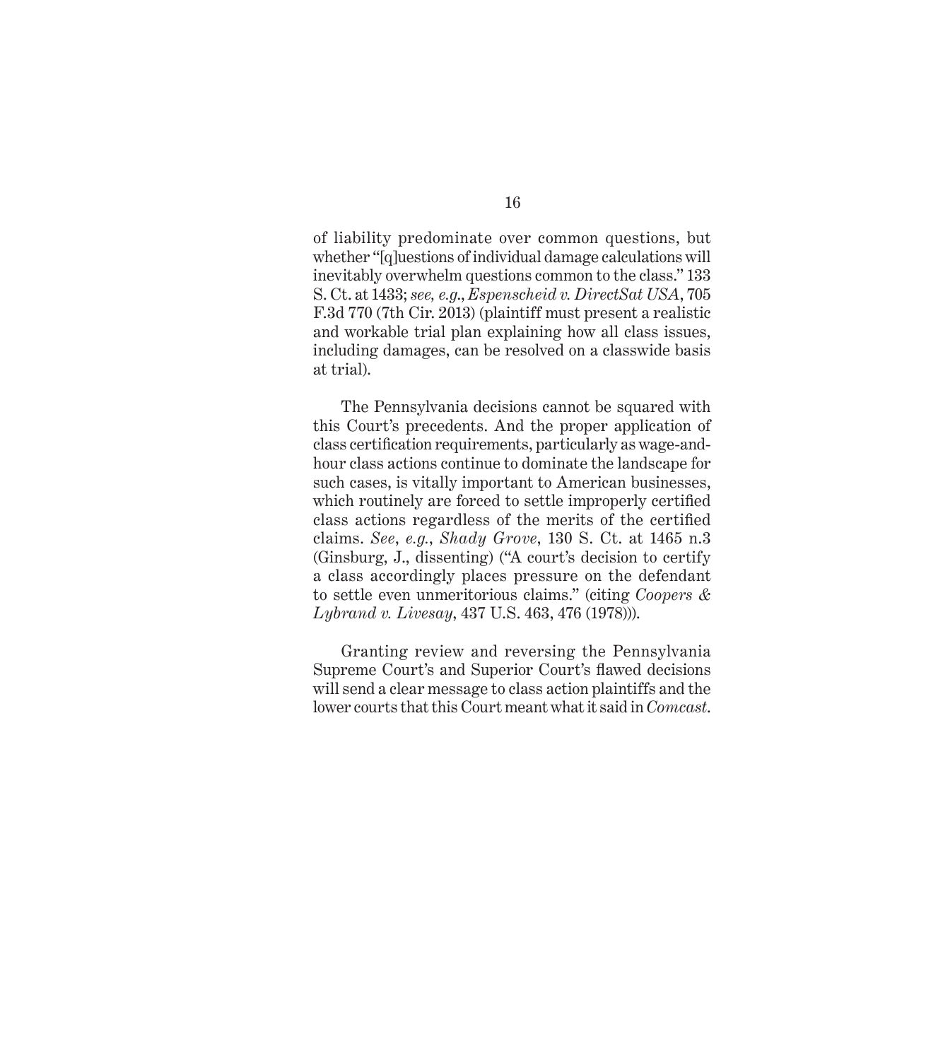of liability predominate over common questions, but whether "[q]uestions of individual damage calculations will inevitably overwhelm questions common to the class." 133 S. Ct. at 1433; *see, e.g.*, *Espenscheid v. DirectSat USA*, 705 F.3d 770 (7th Cir. 2013) (plaintiff must present a realistic and workable trial plan explaining how all class issues, including damages, can be resolved on a classwide basis at trial).

The Pennsylvania decisions cannot be squared with this Court's precedents. And the proper application of class certification requirements, particularly as wage-and-hour class actions continue to dominate the landscape for such cases, is vitally important to American businesses, which routinely are forced to settle improperly certified class actions regardless of the merits of the certified claims. *See*, *e.g.*, *Shady Grove*, 130 S. Ct. at 1465 n.3 (Ginsburg, J., dissenting) ("A court's decision to certify a class accordingly places pressure on the defendant to settle even unmeritorious claims." (citing *Coopers & Lybrand v. Livesay*, 437 U.S. 463, 476 (1978))).

Granting review and reversing the Pennsylvania Supreme Court's and Superior Court's flawed decisions will send a clear message to class action plaintiffs and the lower courts that this Court meant what it said in *Comcast*.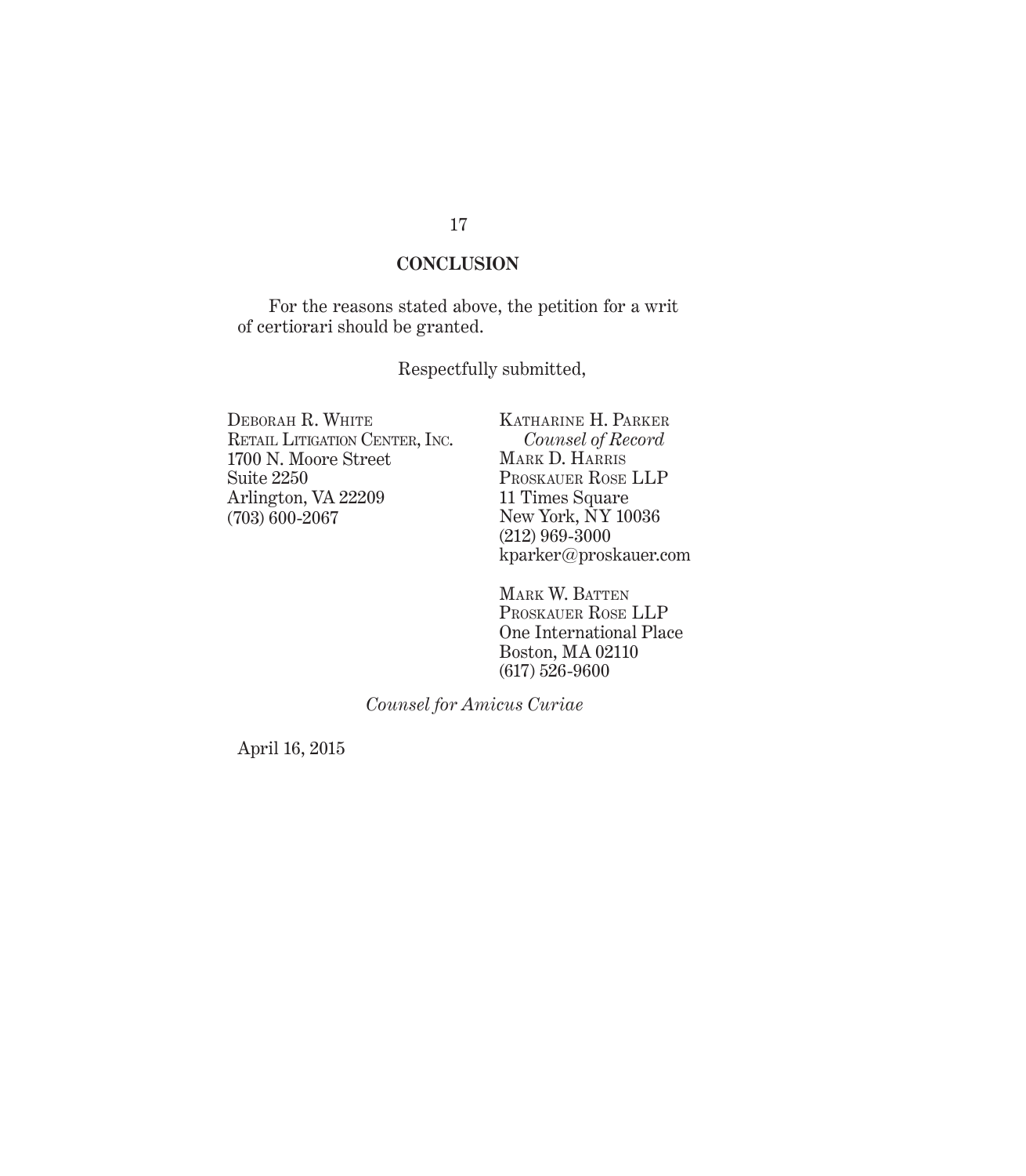## CONCLUSION

For the reasons stated above, the petition for a writ of certiorari should be granted.

Respectfully submitted,

Deborah R. White
Retail Litigation Center, Inc.
1700 N. Moore Street
Suite 2250
Arlington, VA 22209
(703) 600-2067

Katharine H. Parker
*Counsel of Record*
Mark D. Harris
Proskauer Rose LLP
11 Times Square
New York, NY 10036
(212) 969-3000
kparker@proskauer.com

Mark W. Batten
Proskauer Rose LLP
One International Place
Boston, MA 02110
(617) 526-9600

*Counsel for Amicus Curiae*

April 16, 2015